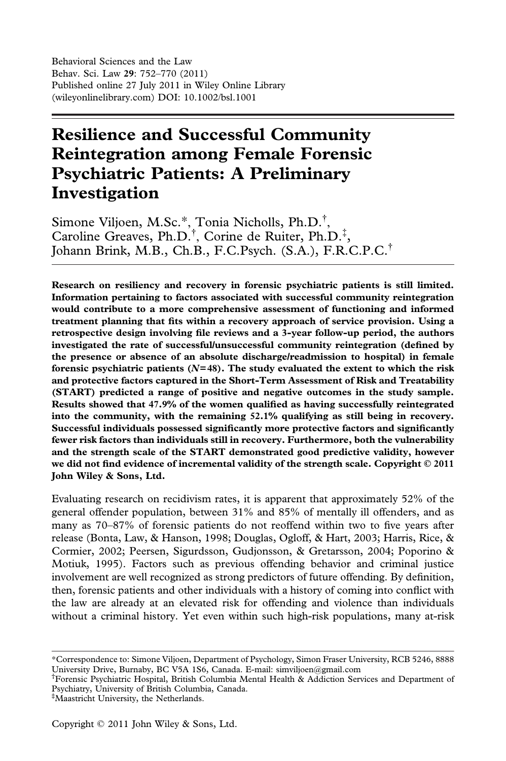Behavioral Sciences and the Law
Behav. Sci. Law **29**: 752–770 (2011)
Published online 27 July 2011 in Wiley Online Library
(wileyonlinelibrary.com) DOI: 10.1002/bsl.1001

# Resilience and Successful Community Reintegration among Female Forensic Psychiatric Patients: A Preliminary Investigation

Simone Viljoen, M.Sc.*, Tonia Nicholls, Ph.D.[†], Caroline Greaves, Ph.D.[†], Corine de Ruiter, Ph.D.[‡], Johann Brink, M.B., Ch.B., F.C.Psych. (S.A.), F.R.C.P.C.[†]

**Research on resiliency and recovery in forensic psychiatric patients is still limited. Information pertaining to factors associated with successful community reintegration would contribute to a more comprehensive assessment of functioning and informed treatment planning that fits within a recovery approach of service provision. Using a retrospective design involving file reviews and a 3-year follow-up period, the authors investigated the rate of successful/unsuccessful community reintegration (defined by the presence or absence of an absolute discharge/readmission to hospital) in female forensic psychiatric patients (*N*=48). The study evaluated the extent to which the risk and protective factors captured in the Short-Term Assessment of Risk and Treatability (START) predicted a range of positive and negative outcomes in the study sample. Results showed that 47.9% of the women qualified as having successfully reintegrated into the community, with the remaining 52.1% qualifying as still being in recovery. Successful individuals possessed significantly more protective factors and significantly fewer risk factors than individuals still in recovery. Furthermore, both the vulnerability and the strength scale of the START demonstrated good predictive validity, however we did not find evidence of incremental validity of the strength scale. Copyright © 2011 John Wiley & Sons, Ltd.**

Evaluating research on recidivism rates, it is apparent that approximately 52% of the general offender population, between 31% and 85% of mentally ill offenders, and as many as 70–87% of forensic patients do not reoffend within two to five years after release (Bonta, Law, & Hanson, 1998; Douglas, Ogloff, & Hart, 2003; Harris, Rice, & Cormier, 2002; Peersen, Sigurdsson, Gudjonsson, & Gretarsson, 2004; Poporino & Motiuk, 1995). Factors such as previous offending behavior and criminal justice involvement are well recognized as strong predictors of future offending. By definition, then, forensic patients and other individuals with a history of coming into conflict with the law are already at an elevated risk for offending and violence than individuals without a criminal history. Yet even within such high-risk populations, many at-risk

*Correspondence to: Simone Viljoen, Department of Psychology, Simon Fraser University, RCB 5246, 8888 University Drive, Burnaby, BC V5A 1S6, Canada. E-mail: simviljoen@gmail.com
[†]Forensic Psychiatric Hospital, British Columbia Mental Health & Addiction Services and Department of Psychiatry, University of British Columbia, Canada.
[‡]Maastricht University, the Netherlands.

Copyright © 2011 John Wiley & Sons, Ltd.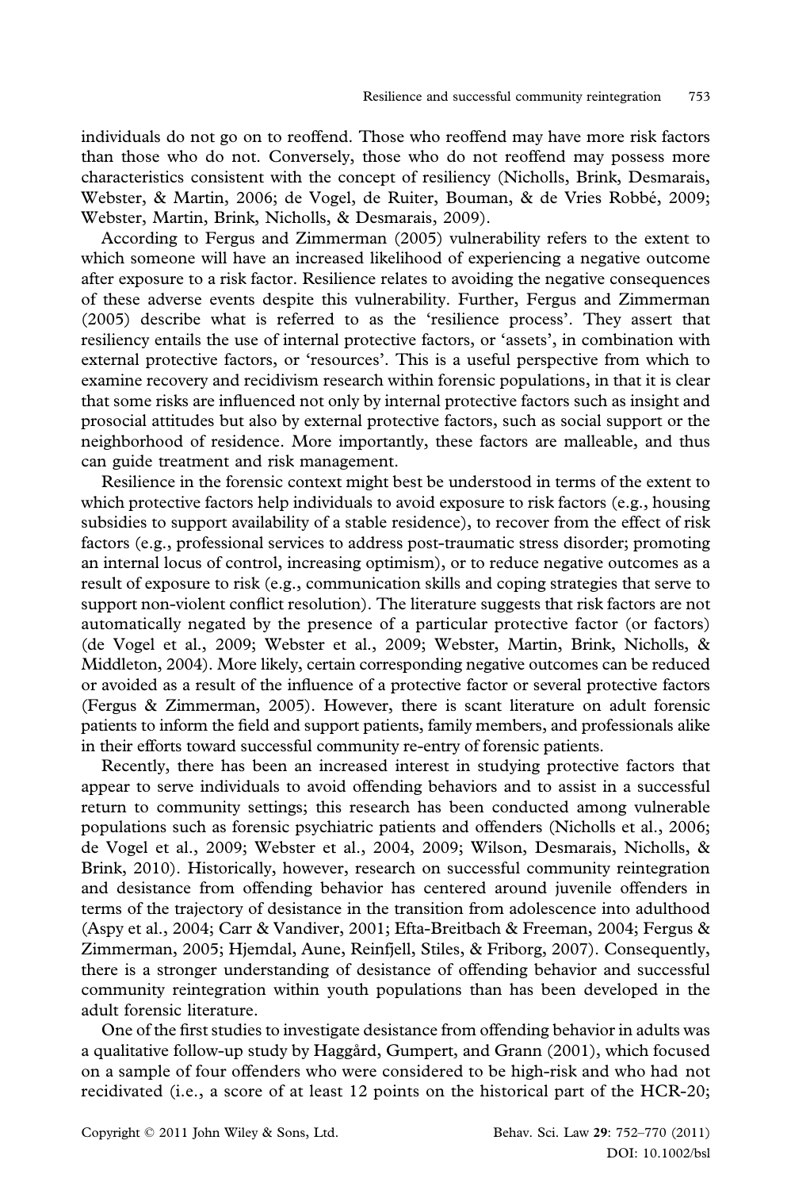individuals do not go on to reoffend. Those who reoffend may have more risk factors than those who do not. Conversely, those who do not reoffend may possess more characteristics consistent with the concept of resiliency (Nicholls, Brink, Desmarais, Webster, & Martin, 2006; de Vogel, de Ruiter, Bouman, & de Vries Robbé, 2009; Webster, Martin, Brink, Nicholls, & Desmarais, 2009).

According to Fergus and Zimmerman (2005) vulnerability refers to the extent to which someone will have an increased likelihood of experiencing a negative outcome after exposure to a risk factor. Resilience relates to avoiding the negative consequences of these adverse events despite this vulnerability. Further, Fergus and Zimmerman (2005) describe what is referred to as the 'resilience process'. They assert that resiliency entails the use of internal protective factors, or 'assets', in combination with external protective factors, or 'resources'. This is a useful perspective from which to examine recovery and recidivism research within forensic populations, in that it is clear that some risks are influenced not only by internal protective factors such as insight and prosocial attitudes but also by external protective factors, such as social support or the neighborhood of residence. More importantly, these factors are malleable, and thus can guide treatment and risk management.

Resilience in the forensic context might best be understood in terms of the extent to which protective factors help individuals to avoid exposure to risk factors (e.g., housing subsidies to support availability of a stable residence), to recover from the effect of risk factors (e.g., professional services to address post-traumatic stress disorder; promoting an internal locus of control, increasing optimism), or to reduce negative outcomes as a result of exposure to risk (e.g., communication skills and coping strategies that serve to support non-violent conflict resolution). The literature suggests that risk factors are not automatically negated by the presence of a particular protective factor (or factors) (de Vogel et al., 2009; Webster et al., 2009; Webster, Martin, Brink, Nicholls, & Middleton, 2004). More likely, certain corresponding negative outcomes can be reduced or avoided as a result of the influence of a protective factor or several protective factors (Fergus & Zimmerman, 2005). However, there is scant literature on adult forensic patients to inform the field and support patients, family members, and professionals alike in their efforts toward successful community re-entry of forensic patients.

Recently, there has been an increased interest in studying protective factors that appear to serve individuals to avoid offending behaviors and to assist in a successful return to community settings; this research has been conducted among vulnerable populations such as forensic psychiatric patients and offenders (Nicholls et al., 2006; de Vogel et al., 2009; Webster et al., 2004, 2009; Wilson, Desmarais, Nicholls, & Brink, 2010). Historically, however, research on successful community reintegration and desistance from offending behavior has centered around juvenile offenders in terms of the trajectory of desistance in the transition from adolescence into adulthood (Aspy et al., 2004; Carr & Vandiver, 2001; Efta-Breitbach & Freeman, 2004; Fergus & Zimmerman, 2005; Hjemdal, Aune, Reinfjell, Stiles, & Friborg, 2007). Consequently, there is a stronger understanding of desistance of offending behavior and successful community reintegration within youth populations than has been developed in the adult forensic literature.

One of the first studies to investigate desistance from offending behavior in adults was a qualitative follow-up study by Haggård, Gumpert, and Grann (2001), which focused on a sample of four offenders who were considered to be high-risk and who had not recidivated (i.e., a score of at least 12 points on the historical part of the HCR-20;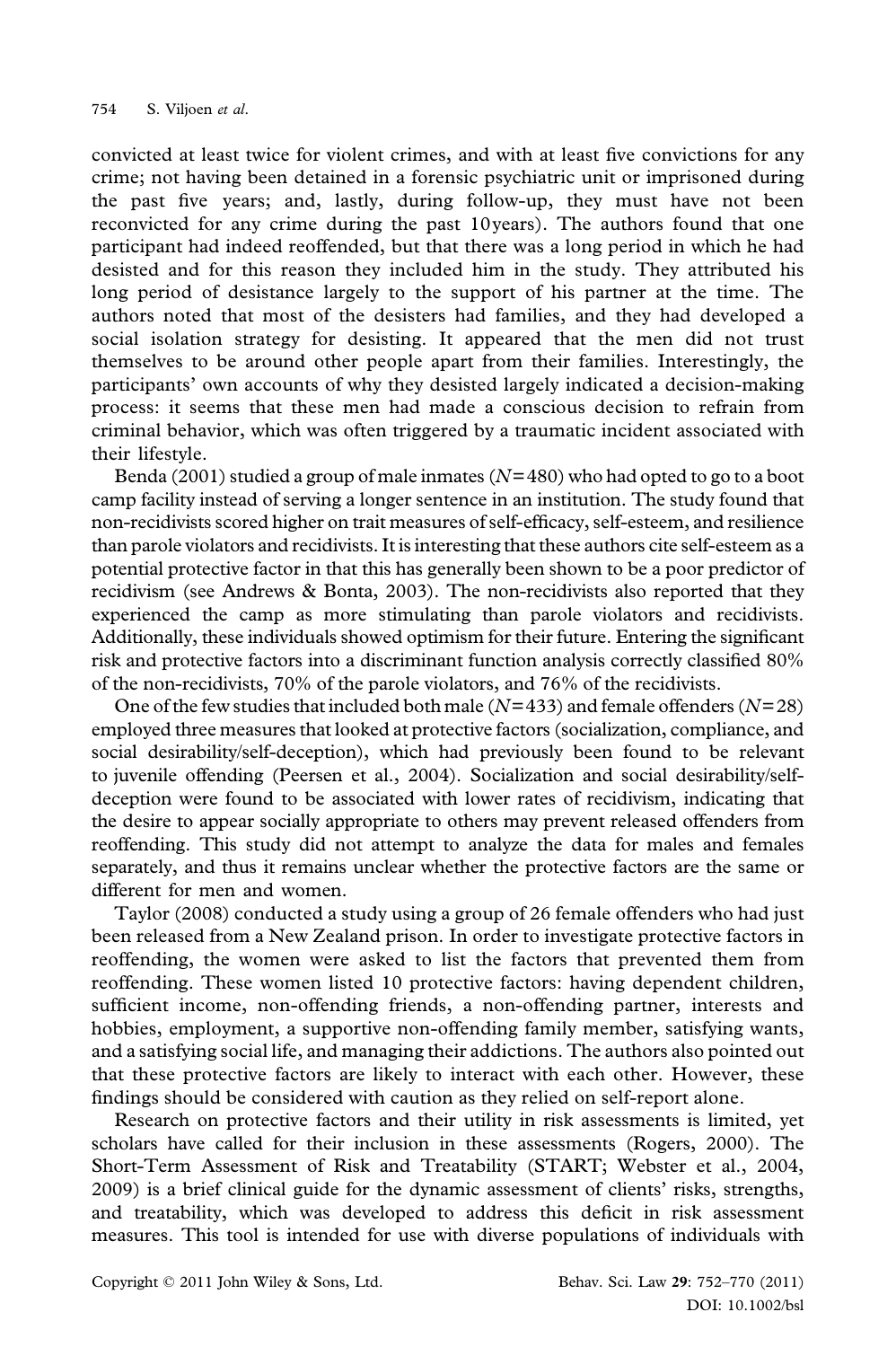convicted at least twice for violent crimes, and with at least five convictions for any crime; not having been detained in a forensic psychiatric unit or imprisoned during the past five years; and, lastly, during follow-up, they must have not been reconvicted for any crime during the past 10 years). The authors found that one participant had indeed reoffended, but that there was a long period in which he had desisted and for this reason they included him in the study. They attributed his long period of desistance largely to the support of his partner at the time. The authors noted that most of the desisters had families, and they had developed a social isolation strategy for desisting. It appeared that the men did not trust themselves to be around other people apart from their families. Interestingly, the participants' own accounts of why they desisted largely indicated a decision-making process: it seems that these men had made a conscious decision to refrain from criminal behavior, which was often triggered by a traumatic incident associated with their lifestyle.

Benda (2001) studied a group of male inmates ($N = 480$) who had opted to go to a boot camp facility instead of serving a longer sentence in an institution. The study found that non-recidivists scored higher on trait measures of self-efficacy, self-esteem, and resilience than parole violators and recidivists. It is interesting that these authors cite self-esteem as a potential protective factor in that this has generally been shown to be a poor predictor of recidivism (see Andrews & Bonta, 2003). The non-recidivists also reported that they experienced the camp as more stimulating than parole violators and recidivists. Additionally, these individuals showed optimism for their future. Entering the significant risk and protective factors into a discriminant function analysis correctly classified 80% of the non-recidivists, 70% of the parole violators, and 76% of the recidivists.

One of the few studies that included both male ($N = 433$) and female offenders ($N = 28$) employed three measures that looked at protective factors (socialization, compliance, and social desirability/self-deception), which had previously been found to be relevant to juvenile offending (Peersen et al., 2004). Socialization and social desirability/self-deception were found to be associated with lower rates of recidivism, indicating that the desire to appear socially appropriate to others may prevent released offenders from reoffending. This study did not attempt to analyze the data for males and females separately, and thus it remains unclear whether the protective factors are the same or different for men and women.

Taylor (2008) conducted a study using a group of 26 female offenders who had just been released from a New Zealand prison. In order to investigate protective factors in reoffending, the women were asked to list the factors that prevented them from reoffending. These women listed 10 protective factors: having dependent children, sufficient income, non-offending friends, a non-offending partner, interests and hobbies, employment, a supportive non-offending family member, satisfying wants, and a satisfying social life, and managing their addictions. The authors also pointed out that these protective factors are likely to interact with each other. However, these findings should be considered with caution as they relied on self-report alone.

Research on protective factors and their utility in risk assessments is limited, yet scholars have called for their inclusion in these assessments (Rogers, 2000). The Short-Term Assessment of Risk and Treatability (START; Webster et al., 2004, 2009) is a brief clinical guide for the dynamic assessment of clients' risks, strengths, and treatability, which was developed to address this deficit in risk assessment measures. This tool is intended for use with diverse populations of individuals with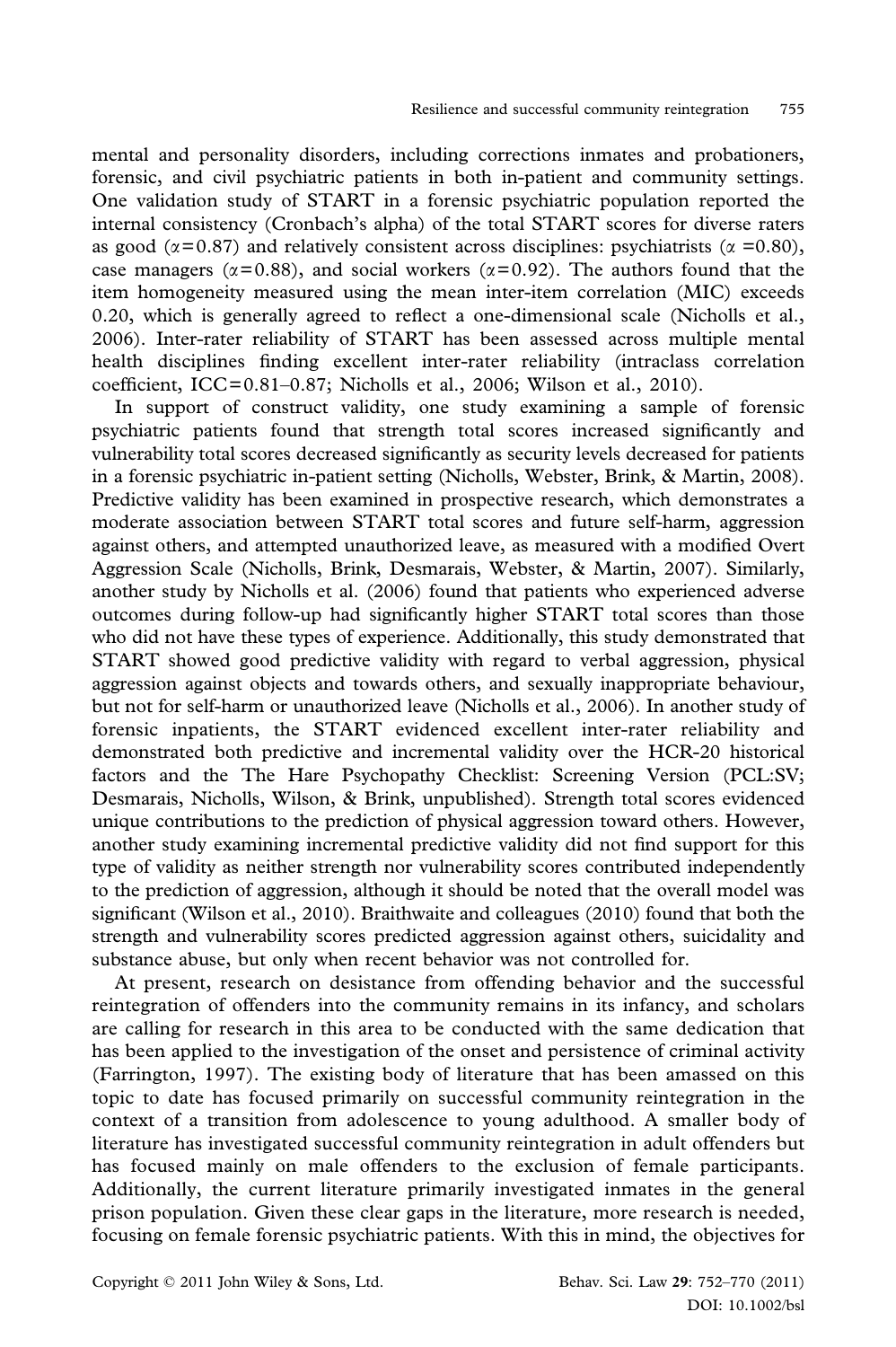mental and personality disorders, including corrections inmates and probationers, forensic, and civil psychiatric patients in both in-patient and community settings. One validation study of START in a forensic psychiatric population reported the internal consistency (Cronbach's alpha) of the total START scores for diverse raters as good ($\alpha=0.87$) and relatively consistent across disciplines: psychiatrists ($\alpha=0.80$), case managers ($\alpha=0.88$), and social workers ($\alpha=0.92$). The authors found that the item homogeneity measured using the mean inter-item correlation (MIC) exceeds 0.20, which is generally agreed to reflect a one-dimensional scale (Nicholls et al., 2006). Inter-rater reliability of START has been assessed across multiple mental health disciplines finding excellent inter-rater reliability (intraclass correlation coefficient, ICC=0.81–0.87; Nicholls et al., 2006; Wilson et al., 2010).

In support of construct validity, one study examining a sample of forensic psychiatric patients found that strength total scores increased significantly and vulnerability total scores decreased significantly as security levels decreased for patients in a forensic psychiatric in-patient setting (Nicholls, Webster, Brink, & Martin, 2008). Predictive validity has been examined in prospective research, which demonstrates a moderate association between START total scores and future self-harm, aggression against others, and attempted unauthorized leave, as measured with a modified Overt Aggression Scale (Nicholls, Brink, Desmarais, Webster, & Martin, 2007). Similarly, another study by Nicholls et al. (2006) found that patients who experienced adverse outcomes during follow-up had significantly higher START total scores than those who did not have these types of experience. Additionally, this study demonstrated that START showed good predictive validity with regard to verbal aggression, physical aggression against objects and towards others, and sexually inappropriate behaviour, but not for self-harm or unauthorized leave (Nicholls et al., 2006). In another study of forensic inpatients, the START evidenced excellent inter-rater reliability and demonstrated both predictive and incremental validity over the HCR-20 historical factors and the The Hare Psychopathy Checklist: Screening Version (PCL:SV; Desmarais, Nicholls, Wilson, & Brink, unpublished). Strength total scores evidenced unique contributions to the prediction of physical aggression toward others. However, another study examining incremental predictive validity did not find support for this type of validity as neither strength nor vulnerability scores contributed independently to the prediction of aggression, although it should be noted that the overall model was significant (Wilson et al., 2010). Braithwaite and colleagues (2010) found that both the strength and vulnerability scores predicted aggression against others, suicidality and substance abuse, but only when recent behavior was not controlled for.

At present, research on desistance from offending behavior and the successful reintegration of offenders into the community remains in its infancy, and scholars are calling for research in this area to be conducted with the same dedication that has been applied to the investigation of the onset and persistence of criminal activity (Farrington, 1997). The existing body of literature that has been amassed on this topic to date has focused primarily on successful community reintegration in the context of a transition from adolescence to young adulthood. A smaller body of literature has investigated successful community reintegration in adult offenders but has focused mainly on male offenders to the exclusion of female participants. Additionally, the current literature primarily investigated inmates in the general prison population. Given these clear gaps in the literature, more research is needed, focusing on female forensic psychiatric patients. With this in mind, the objectives for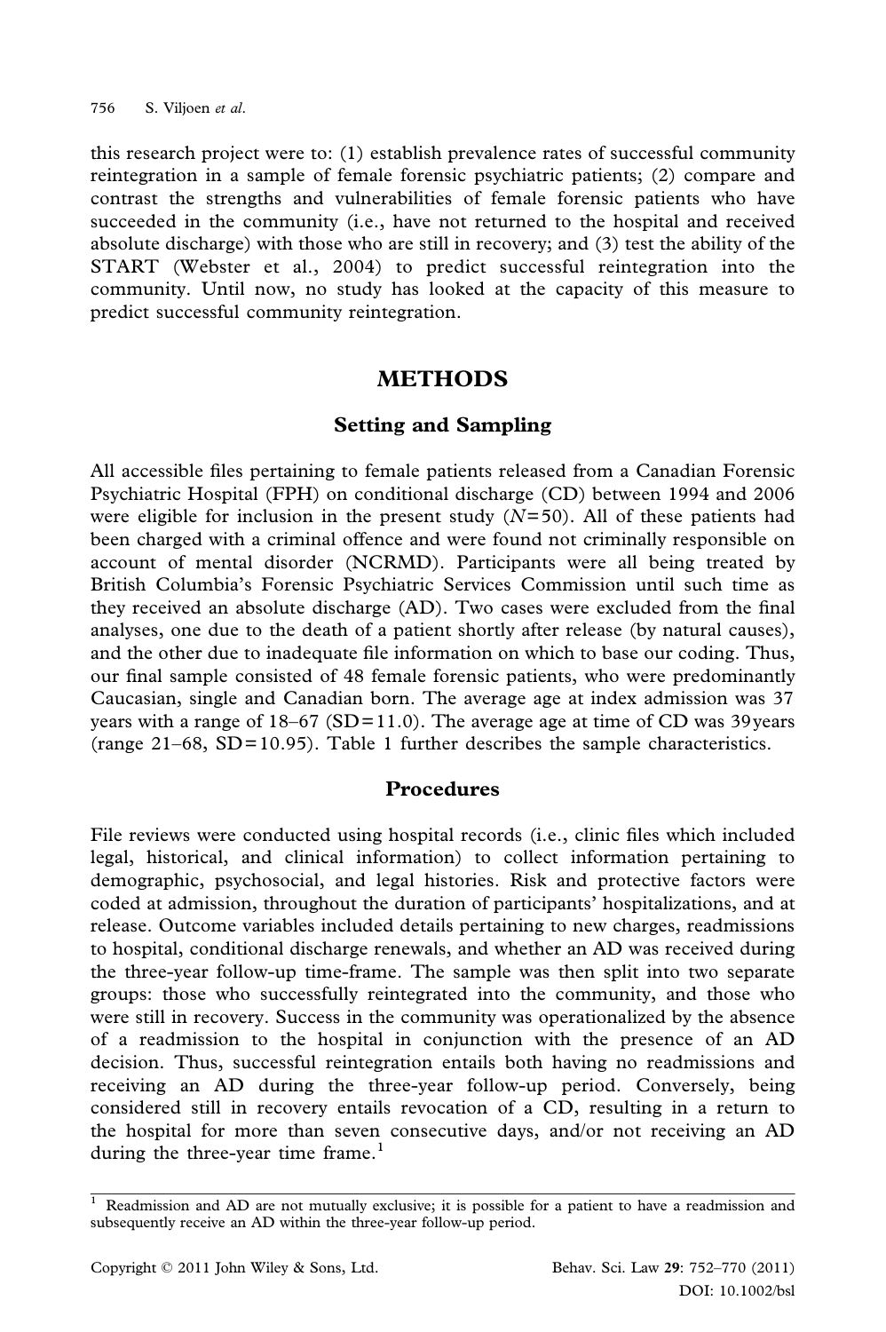this research project were to: (1) establish prevalence rates of successful community reintegration in a sample of female forensic psychiatric patients; (2) compare and contrast the strengths and vulnerabilities of female forensic patients who have succeeded in the community (i.e., have not returned to the hospital and received absolute discharge) with those who are still in recovery; and (3) test the ability of the START (Webster et al., 2004) to predict successful reintegration into the community. Until now, no study has looked at the capacity of this measure to predict successful community reintegration.

## METHODS

### Setting and Sampling

All accessible files pertaining to female patients released from a Canadian Forensic Psychiatric Hospital (FPH) on conditional discharge (CD) between 1994 and 2006 were eligible for inclusion in the present study ($N$=50). All of these patients had been charged with a criminal offence and were found not criminally responsible on account of mental disorder (NCRMD). Participants were all being treated by British Columbia's Forensic Psychiatric Services Commission until such time as they received an absolute discharge (AD). Two cases were excluded from the final analyses, one due to the death of a patient shortly after release (by natural causes), and the other due to inadequate file information on which to base our coding. Thus, our final sample consisted of 48 female forensic patients, who were predominantly Caucasian, single and Canadian born. The average age at index admission was 37 years with a range of 18–67 (SD=11.0). The average age at time of CD was 39 years (range 21–68, SD=10.95). Table 1 further describes the sample characteristics.

### Procedures

File reviews were conducted using hospital records (i.e., clinic files which included legal, historical, and clinical information) to collect information pertaining to demographic, psychosocial, and legal histories. Risk and protective factors were coded at admission, throughout the duration of participants' hospitalizations, and at release. Outcome variables included details pertaining to new charges, readmissions to hospital, conditional discharge renewals, and whether an AD was received during the three-year follow-up time-frame. The sample was then split into two separate groups: those who successfully reintegrated into the community, and those who were still in recovery. Success in the community was operationalized by the absence of a readmission to the hospital in conjunction with the presence of an AD decision. Thus, successful reintegration entails both having no readmissions and receiving an AD during the three-year follow-up period. Conversely, being considered still in recovery entails revocation of a CD, resulting in a return to the hospital for more than seven consecutive days, and/or not receiving an AD during the three-year time frame.[1]

[1] Readmission and AD are not mutually exclusive; it is possible for a patient to have a readmission and subsequently receive an AD within the three-year follow-up period.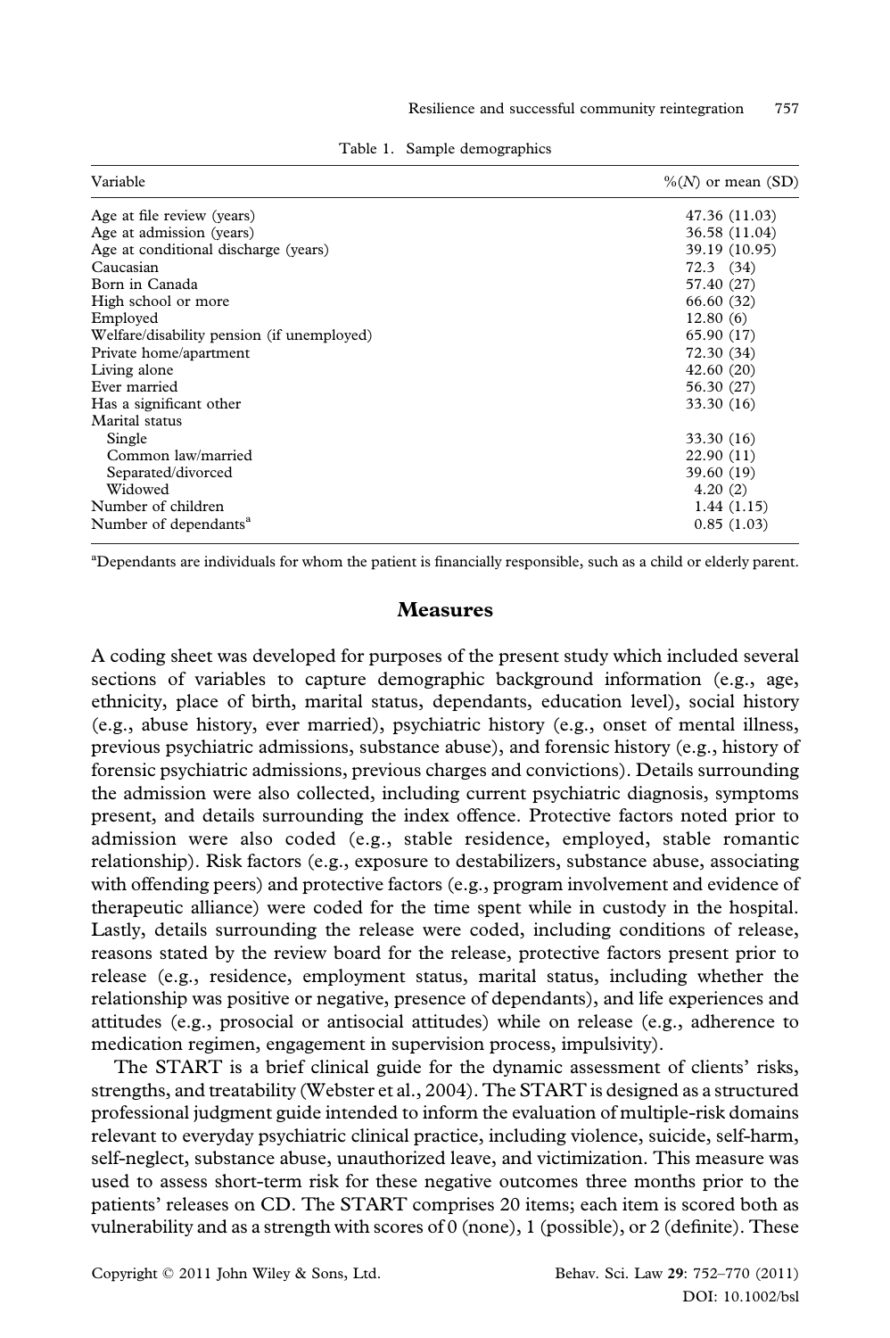Table 1. Sample demographics

| Variable | %(*N*) or mean (SD) |
|---|---|
| Age at file review (years) | 47.36 (11.03) |
| Age at admission (years) | 36.58 (11.04) |
| Age at conditional discharge (years) | 39.19 (10.95) |
| Caucasian | 72.3 (34) |
| Born in Canada | 57.40 (27) |
| High school or more | 66.60 (32) |
| Employed | 12.80 (6) |
| Welfare/disability pension (if unemployed) | 65.90 (17) |
| Private home/apartment | 72.30 (34) |
| Living alone | 42.60 (20) |
| Ever married | 56.30 (27) |
| Has a significant other | 33.30 (16) |
| Marital status | |
| Single | 33.30 (16) |
| Common law/married | 22.90 (11) |
| Separated/divorced | 39.60 (19) |
| Widowed | 4.20 (2) |
| Number of children | 1.44 (1.15) |
| Number of dependants[a] | 0.85 (1.03) |

[a]Dependants are individuals for whom the patient is financially responsible, such as a child or elderly parent.

## Measures

A coding sheet was developed for purposes of the present study which included several sections of variables to capture demographic background information (e.g., age, ethnicity, place of birth, marital status, dependants, education level), social history (e.g., abuse history, ever married), psychiatric history (e.g., onset of mental illness, previous psychiatric admissions, substance abuse), and forensic history (e.g., history of forensic psychiatric admissions, previous charges and convictions). Details surrounding the admission were also collected, including current psychiatric diagnosis, symptoms present, and details surrounding the index offence. Protective factors noted prior to admission were also coded (e.g., stable residence, employed, stable romantic relationship). Risk factors (e.g., exposure to destabilizers, substance abuse, associating with offending peers) and protective factors (e.g., program involvement and evidence of therapeutic alliance) were coded for the time spent while in custody in the hospital. Lastly, details surrounding the release were coded, including conditions of release, reasons stated by the review board for the release, protective factors present prior to release (e.g., residence, employment status, marital status, including whether the relationship was positive or negative, presence of dependants), and life experiences and attitudes (e.g., prosocial or antisocial attitudes) while on release (e.g., adherence to medication regimen, engagement in supervision process, impulsivity).

The START is a brief clinical guide for the dynamic assessment of clients' risks, strengths, and treatability (Webster et al., 2004). The START is designed as a structured professional judgment guide intended to inform the evaluation of multiple-risk domains relevant to everyday psychiatric clinical practice, including violence, suicide, self-harm, self-neglect, substance abuse, unauthorized leave, and victimization. This measure was used to assess short-term risk for these negative outcomes three months prior to the patients' releases on CD. The START comprises 20 items; each item is scored both as vulnerability and as a strength with scores of 0 (none), 1 (possible), or 2 (definite). These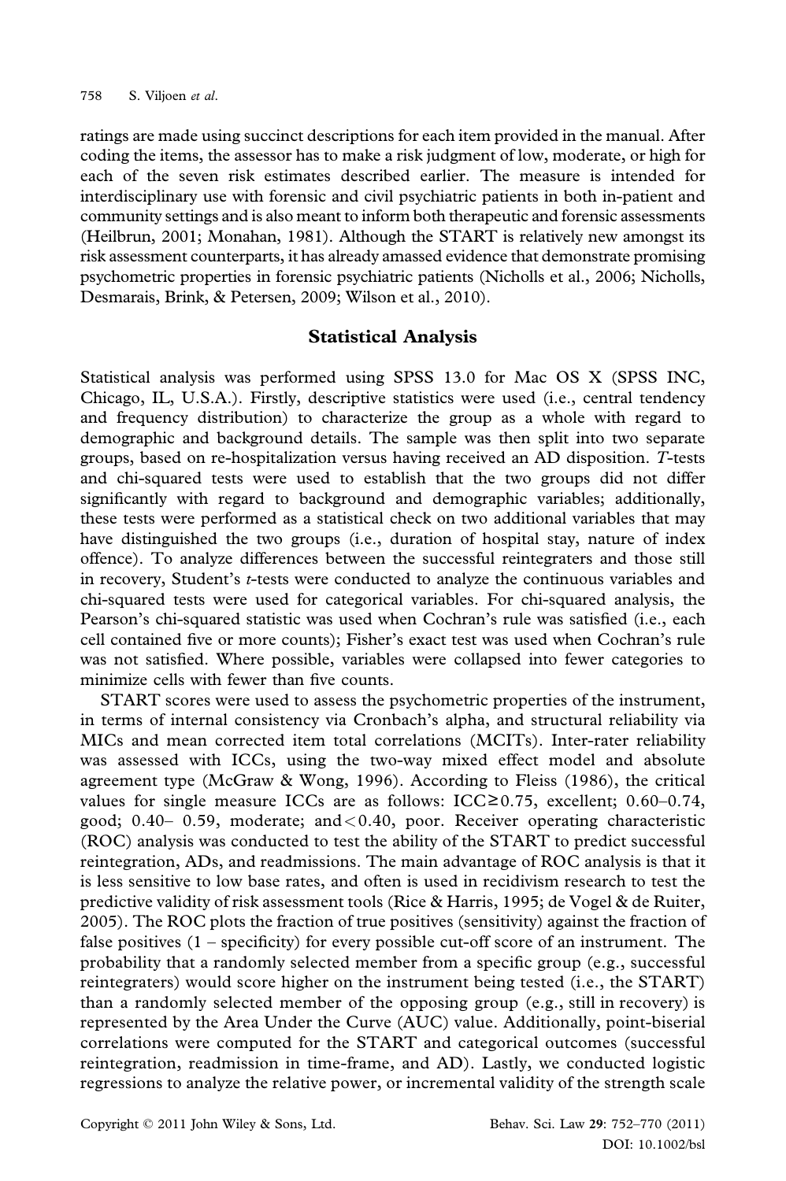ratings are made using succinct descriptions for each item provided in the manual. After coding the items, the assessor has to make a risk judgment of low, moderate, or high for each of the seven risk estimates described earlier. The measure is intended for interdisciplinary use with forensic and civil psychiatric patients in both in-patient and community settings and is also meant to inform both therapeutic and forensic assessments (Heilbrun, 2001; Monahan, 1981). Although the START is relatively new amongst its risk assessment counterparts, it has already amassed evidence that demonstrate promising psychometric properties in forensic psychiatric patients (Nicholls et al., 2006; Nicholls, Desmarais, Brink, & Petersen, 2009; Wilson et al., 2010).

## Statistical Analysis

Statistical analysis was performed using SPSS 13.0 for Mac OS X (SPSS INC, Chicago, IL, U.S.A.). Firstly, descriptive statistics were used (i.e., central tendency and frequency distribution) to characterize the group as a whole with regard to demographic and background details. The sample was then split into two separate groups, based on re-hospitalization versus having received an AD disposition. *T*-tests and chi-squared tests were used to establish that the two groups did not differ significantly with regard to background and demographic variables; additionally, these tests were performed as a statistical check on two additional variables that may have distinguished the two groups (i.e., duration of hospital stay, nature of index offence). To analyze differences between the successful reintegraters and those still in recovery, Student's *t*-tests were conducted to analyze the continuous variables and chi-squared tests were used for categorical variables. For chi-squared analysis, the Pearson's chi-squared statistic was used when Cochran's rule was satisfied (i.e., each cell contained five or more counts); Fisher's exact test was used when Cochran's rule was not satisfied. Where possible, variables were collapsed into fewer categories to minimize cells with fewer than five counts.

START scores were used to assess the psychometric properties of the instrument, in terms of internal consistency via Cronbach's alpha, and structural reliability via MICs and mean corrected item total correlations (MCITs). Inter-rater reliability was assessed with ICCs, using the two-way mixed effect model and absolute agreement type (McGraw & Wong, 1996). According to Fleiss (1986), the critical values for single measure ICCs are as follows: ICC $\geq$ 0.75, excellent; 0.60–0.74, good; 0.40– 0.59, moderate; and $<$ 0.40, poor. Receiver operating characteristic (ROC) analysis was conducted to test the ability of the START to predict successful reintegration, ADs, and readmissions. The main advantage of ROC analysis is that it is less sensitive to low base rates, and often is used in recidivism research to test the predictive validity of risk assessment tools (Rice & Harris, 1995; de Vogel & de Ruiter, 2005). The ROC plots the fraction of true positives (sensitivity) against the fraction of false positives (1 – specificity) for every possible cut-off score of an instrument. The probability that a randomly selected member from a specific group (e.g., successful reintegraters) would score higher on the instrument being tested (i.e., the START) than a randomly selected member of the opposing group (e.g., still in recovery) is represented by the Area Under the Curve (AUC) value. Additionally, point-biserial correlations were computed for the START and categorical outcomes (successful reintegration, readmission in time-frame, and AD). Lastly, we conducted logistic regressions to analyze the relative power, or incremental validity of the strength scale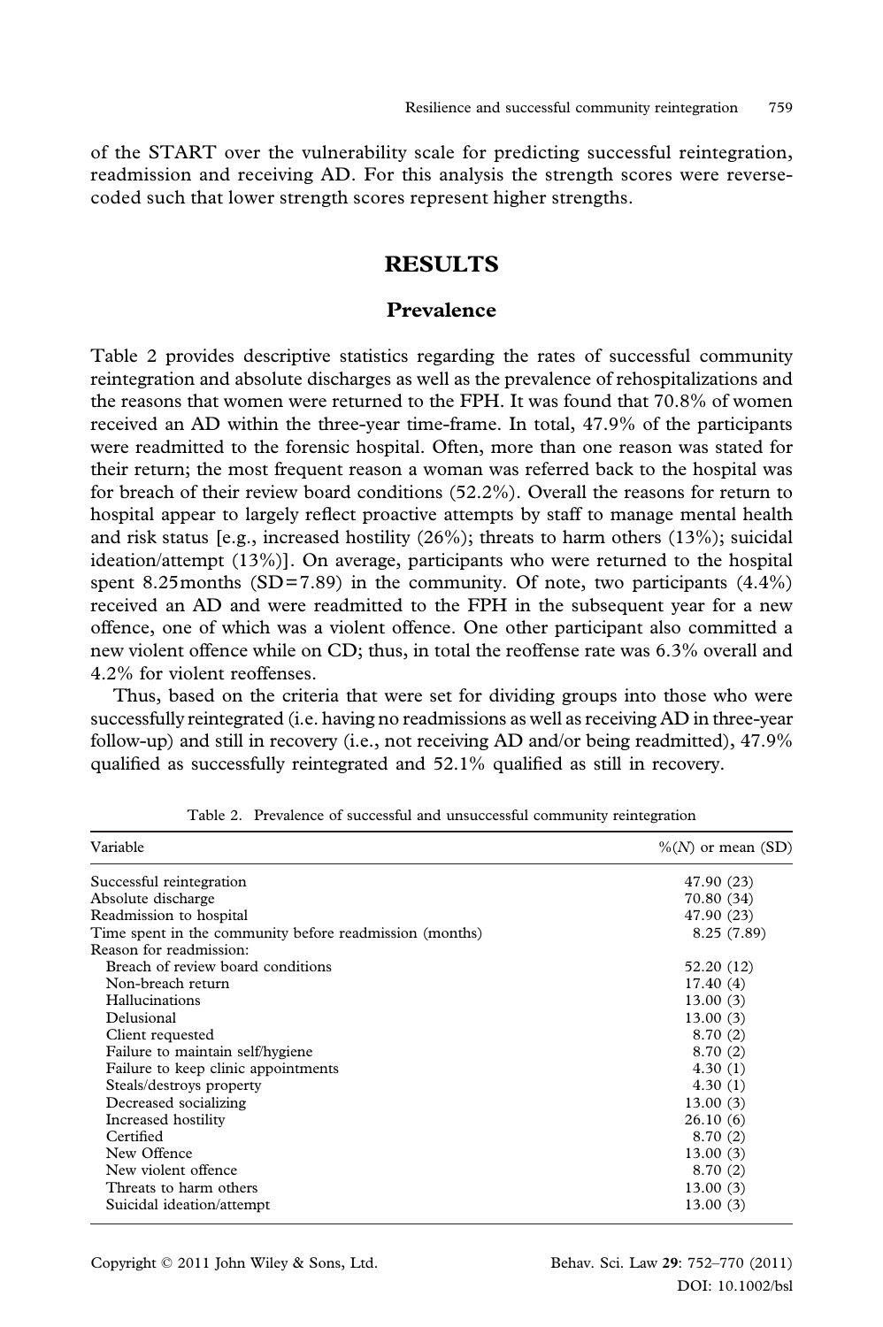of the START over the vulnerability scale for predicting successful reintegration, readmission and receiving AD. For this analysis the strength scores were reverse-coded such that lower strength scores represent higher strengths.

## RESULTS

### Prevalence

Table 2 provides descriptive statistics regarding the rates of successful community reintegration and absolute discharges as well as the prevalence of rehospitalizations and the reasons that women were returned to the FPH. It was found that 70.8% of women received an AD within the three-year time-frame. In total, 47.9% of the participants were readmitted to the forensic hospital. Often, more than one reason was stated for their return; the most frequent reason a woman was referred back to the hospital was for breach of their review board conditions (52.2%). Overall the reasons for return to hospital appear to largely reflect proactive attempts by staff to manage mental health and risk status [e.g., increased hostility (26%); threats to harm others (13%); suicidal ideation/attempt (13%)]. On average, participants who were returned to the hospital spent 8.25 months (SD = 7.89) in the community. Of note, two participants (4.4%) received an AD and were readmitted to the FPH in the subsequent year for a new offence, one of which was a violent offence. One other participant also committed a new violent offence while on CD; thus, in total the reoffense rate was 6.3% overall and 4.2% for violent reoffenses.

Thus, based on the criteria that were set for dividing groups into those who were successfully reintegrated (i.e. having no readmissions as well as receiving AD in three-year follow-up) and still in recovery (i.e., not receiving AD and/or being readmitted), 47.9% qualified as successfully reintegrated and 52.1% qualified as still in recovery.

Table 2. Prevalence of successful and unsuccessful community reintegration

| Variable | %(*N*) or mean (SD) |
|---|---|
| Successful reintegration | 47.90 (23) |
| Absolute discharge | 70.80 (34) |
| Readmission to hospital | 47.90 (23) |
| Time spent in the community before readmission (months) | 8.25 (7.89) |
| Reason for readmission: | |
| Breach of review board conditions | 52.20 (12) |
| Non-breach return | 17.40 (4) |
| Hallucinations | 13.00 (3) |
| Delusional | 13.00 (3) |
| Client requested | 8.70 (2) |
| Failure to maintain self/hygiene | 8.70 (2) |
| Failure to keep clinic appointments | 4.30 (1) |
| Steals/destroys property | 4.30 (1) |
| Decreased socializing | 13.00 (3) |
| Increased hostility | 26.10 (6) |
| Certified | 8.70 (2) |
| New Offence | 13.00 (3) |
| New violent offence | 8.70 (2) |
| Threats to harm others | 13.00 (3) |
| Suicidal ideation/attempt | 13.00 (3) |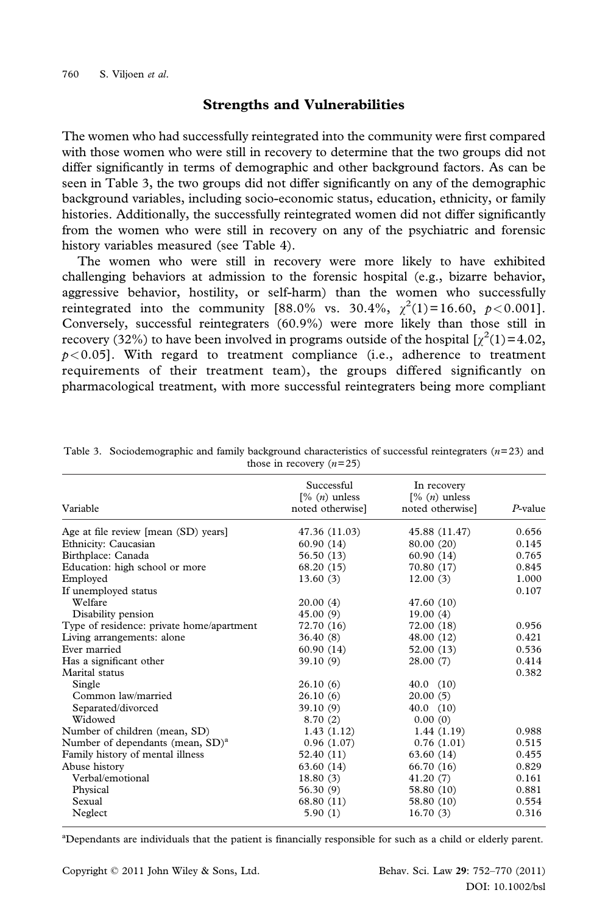## Strengths and Vulnerabilities

The women who had successfully reintegrated into the community were first compared with those women who were still in recovery to determine that the two groups did not differ significantly in terms of demographic and other background factors. As can be seen in Table 3, the two groups did not differ significantly on any of the demographic background variables, including socio-economic status, education, ethnicity, or family histories. Additionally, the successfully reintegrated women did not differ significantly from the women who were still in recovery on any of the psychiatric and forensic history variables measured (see Table 4).

The women who were still in recovery were more likely to have exhibited challenging behaviors at admission to the forensic hospital (e.g., bizarre behavior, aggressive behavior, hostility, or self-harm) than the women who successfully reintegrated into the community [88.0% vs. 30.4%, $\chi^2(1)=16.60$, $p<0.001$]. Conversely, successful reintegraters (60.9%) were more likely than those still in recovery (32%) to have been involved in programs outside of the hospital [$\chi^2(1)=4.02$, $p<0.05$]. With regard to treatment compliance (i.e., adherence to treatment requirements of their treatment team), the groups differed significantly on pharmacological treatment, with more successful reintegraters being more compliant

Table 3. Sociodemographic and family background characteristics of successful reintegraters ($n=23$) and those in recovery ($n=25$)

| Variable | Successful [% (*n*) unless noted otherwise] | In recovery [% (*n*) unless noted otherwise] | *P*-value |
|---|---|---|---|
| Age at file review [mean (SD) years] | 47.36 (11.03) | 45.88 (11.47) | 0.656 |
| Ethnicity: Caucasian | 60.90 (14) | 80.00 (20) | 0.145 |
| Birthplace: Canada | 56.50 (13) | 60.90 (14) | 0.765 |
| Education: high school or more | 68.20 (15) | 70.80 (17) | 0.845 |
| Employed | 13.60 (3) | 12.00 (3) | 1.000 |
| If unemployed status | | | 0.107 |
| Welfare | 20.00 (4) | 47.60 (10) | |
| Disability pension | 45.00 (9) | 19.00 (4) | |
| Type of residence: private home/apartment | 72.70 (16) | 72.00 (18) | 0.956 |
| Living arrangements: alone | 36.40 (8) | 48.00 (12) | 0.421 |
| Ever married | 60.90 (14) | 52.00 (13) | 0.536 |
| Has a significant other | 39.10 (9) | 28.00 (7) | 0.414 |
| Marital status | | | 0.382 |
| Single | 26.10 (6) | 40.0 (10) | |
| Common law/married | 26.10 (6) | 20.00 (5) | |
| Separated/divorced | 39.10 (9) | 40.0 (10) | |
| Widowed | 8.70 (2) | 0.00 (0) | |
| Number of children (mean, SD) | 1.43 (1.12) | 1.44 (1.19) | 0.988 |
| Number of dependants (mean, SD)[a] | 0.96 (1.07) | 0.76 (1.01) | 0.515 |
| Family history of mental illness | 52.40 (11) | 63.60 (14) | 0.455 |
| Abuse history | 63.60 (14) | 66.70 (16) | 0.829 |
| Verbal/emotional | 18.80 (3) | 41.20 (7) | 0.161 |
| Physical | 56.30 (9) | 58.80 (10) | 0.881 |
| Sexual | 68.80 (11) | 58.80 (10) | 0.554 |
| Neglect | 5.90 (1) | 16.70 (3) | 0.316 |

[a]Dependants are individuals that the patient is financially responsible for such as a child or elderly parent.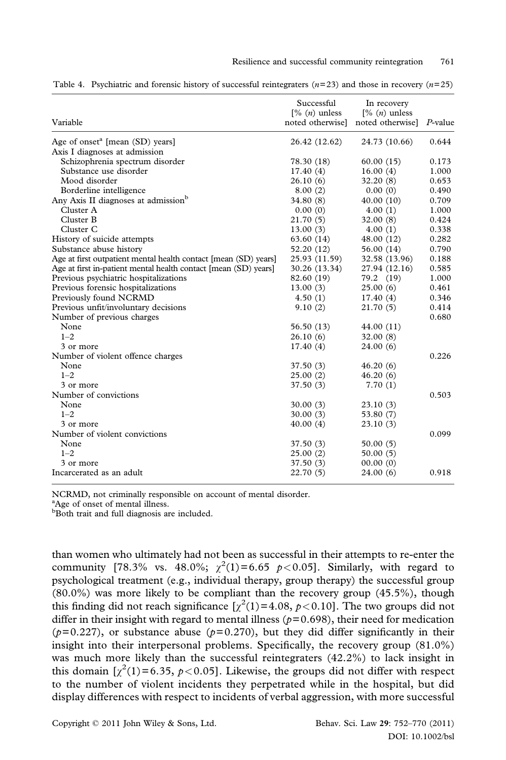Table 4. Psychiatric and forensic history of successful reintegraters ($n$=23) and those in recovery ($n$=25)

| Variable | Successful [% ($n$) unless noted otherwise] | In recovery [% ($n$) unless noted otherwise] | $P$-value |
|---|---|---|---|
| Age of onset[a] [mean (SD) years] | 26.42 (12.62) | 24.73 (10.66) | 0.644 |
| Axis I diagnoses at admission | | | |
| Schizophrenia spectrum disorder | 78.30 (18) | 60.00 (15) | 0.173 |
| Substance use disorder | 17.40 (4) | 16.00 (4) | 1.000 |
| Mood disorder | 26.10 (6) | 32.20 (8) | 0.653 |
| Borderline intelligence | 8.00 (2) | 0.00 (0) | 0.490 |
| Any Axis II diagnoses at admission[b] | 34.80 (8) | 40.00 (10) | 0.709 |
| Cluster A | 0.00 (0) | 4.00 (1) | 1.000 |
| Cluster B | 21.70 (5) | 32.00 (8) | 0.424 |
| Cluster C | 13.00 (3) | 4.00 (1) | 0.338 |
| History of suicide attempts | 63.60 (14) | 48.00 (12) | 0.282 |
| Substance abuse history | 52.20 (12) | 56.00 (14) | 0.790 |
| Age at first outpatient mental health contact [mean (SD) years] | 25.93 (11.59) | 32.58 (13.96) | 0.188 |
| Age at first in-patient mental health contact [mean (SD) years] | 30.26 (13.34) | 27.94 (12.16) | 0.585 |
| Previous psychiatric hospitalizations | 82.60 (19) | 79.2 (19) | 1.000 |
| Previous forensic hospitalizations | 13.00 (3) | 25.00 (6) | 0.461 |
| Previously found NCRMD | 4.50 (1) | 17.40 (4) | 0.346 |
| Previous unfit/involuntary decisions | 9.10 (2) | 21.70 (5) | 0.414 |
| Number of previous charges | | | 0.680 |
| None | 56.50 (13) | 44.00 (11) | |
| 1–2 | 26.10 (6) | 32.00 (8) | |
| 3 or more | 17.40 (4) | 24.00 (6) | |
| Number of violent offence charges | | | 0.226 |
| None | 37.50 (3) | 46.20 (6) | |
| 1–2 | 25.00 (2) | 46.20 (6) | |
| 3 or more | 37.50 (3) | 7.70 (1) | |
| Number of convictions | | | 0.503 |
| None | 30.00 (3) | 23.10 (3) | |
| 1–2 | 30.00 (3) | 53.80 (7) | |
| 3 or more | 40.00 (4) | 23.10 (3) | |
| Number of violent convictions | | | 0.099 |
| None | 37.50 (3) | 50.00 (5) | |
| 1–2 | 25.00 (2) | 50.00 (5) | |
| 3 or more | 37.50 (3) | 00.00 (0) | |
| Incarcerated as an adult | 22.70 (5) | 24.00 (6) | 0.918 |

NCRMD, not criminally responsible on account of mental disorder.
[a]Age of onset of mental illness.
[b]Both trait and full diagnosis are included.

than women who ultimately had not been as successful in their attempts to re-enter the community [78.3% vs. 48.0%; $\chi^2(1)=6.65$ $p<0.05$]. Similarly, with regard to psychological treatment (e.g., individual therapy, group therapy) the successful group (80.0%) was more likely to be compliant than the recovery group (45.5%), though this finding did not reach significance [$\chi^2(1)=4.08$, $p<0.10$]. The two groups did not differ in their insight with regard to mental illness ($p$=0.698), their need for medication ($p$=0.227), or substance abuse ($p$=0.270), but they did differ significantly in their insight into their interpersonal problems. Specifically, the recovery group (81.0%) was much more likely than the successful reintegraters (42.2%) to lack insight in this domain [$\chi^2(1)=6.35$, $p<0.05$]. Likewise, the groups did not differ with respect to the number of violent incidents they perpetrated while in the hospital, but did display differences with respect to incidents of verbal aggression, with more successful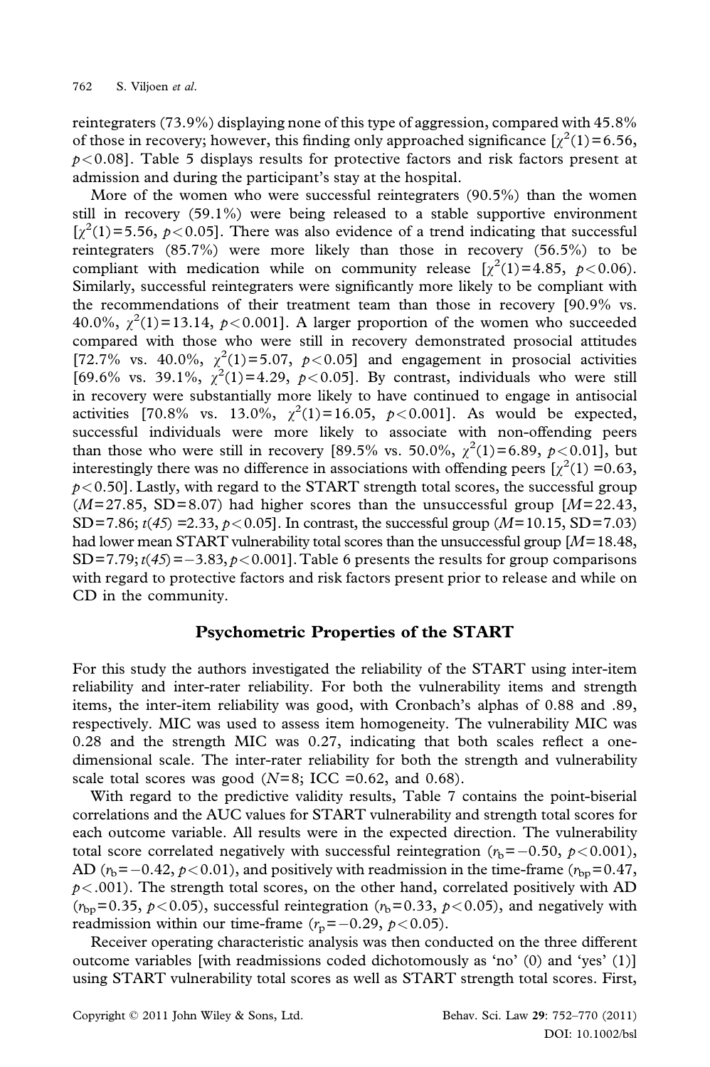reintegraters (73.9%) displaying none of this type of aggression, compared with 45.8% of those in recovery; however, this finding only approached significance [$\chi^2(1)=6.56$, $p<0.08$]. Table 5 displays results for protective factors and risk factors present at admission and during the participant's stay at the hospital.

More of the women who were successful reintegraters (90.5%) than the women still in recovery (59.1%) were being released to a stable supportive environment [$\chi^2(1)=5.56$, $p<0.05$]. There was also evidence of a trend indicating that successful reintegraters (85.7%) were more likely than those in recovery (56.5%) to be compliant with medication while on community release [$\chi^2(1)=4.85$, $p<0.06$). Similarly, successful reintegraters were significantly more likely to be compliant with the recommendations of their treatment team than those in recovery [90.9% vs. 40.0%, $\chi^2(1)=13.14$, $p<0.001$]. A larger proportion of the women who succeeded compared with those who were still in recovery demonstrated prosocial attitudes [72.7% vs. 40.0%, $\chi^2(1)=5.07$, $p<0.05$] and engagement in prosocial activities [69.6% vs. 39.1%, $\chi^2(1)=4.29$, $p<0.05$]. By contrast, individuals who were still in recovery were substantially more likely to have continued to engage in antisocial activities [70.8% vs. 13.0%, $\chi^2(1)=16.05$, $p<0.001$]. As would be expected, successful individuals were more likely to associate with non-offending peers than those who were still in recovery [89.5% vs. 50.0%, $\chi^2(1)=6.89$, $p<0.01$], but interestingly there was no difference in associations with offending peers [$\chi^2(1)=0.63$, $p<0.50$]. Lastly, with regard to the START strength total scores, the successful group ($M=27.85$, $SD=8.07$) had higher scores than the unsuccessful group [$M=22.43$, $SD=7.86$; $t(45)=2.33$, $p<0.05$]. In contrast, the successful group ($M=10.15$, $SD=7.03$) had lower mean START vulnerability total scores than the unsuccessful group [$M=18.48$, $SD=7.79$; $t(45)=-3.83$, $p<0.001$]. Table 6 presents the results for group comparisons with regard to protective factors and risk factors present prior to release and while on CD in the community.

## Psychometric Properties of the START

For this study the authors investigated the reliability of the START using inter-item reliability and inter-rater reliability. For both the vulnerability items and strength items, the inter-item reliability was good, with Cronbach's alphas of 0.88 and .89, respectively. MIC was used to assess item homogeneity. The vulnerability MIC was 0.28 and the strength MIC was 0.27, indicating that both scales reflect a one-dimensional scale. The inter-rater reliability for both the strength and vulnerability scale total scores was good ($N=8$; ICC $=0.62$, and 0.68).

With regard to the predictive validity results, Table 7 contains the point-biserial correlations and the AUC values for START vulnerability and strength total scores for each outcome variable. All results were in the expected direction. The vulnerability total score correlated negatively with successful reintegration ($r_b=-0.50$, $p<0.001$), AD ($r_b=-0.42$, $p<0.01$), and positively with readmission in the time-frame ($r_{bp}=0.47$, $p<.001$). The strength total scores, on the other hand, correlated positively with AD ($r_{bp}=0.35$, $p<0.05$), successful reintegration ($r_b=0.33$, $p<0.05$), and negatively with readmission within our time-frame ($r_p=-0.29$, $p<0.05$).

Receiver operating characteristic analysis was then conducted on the three different outcome variables [with readmissions coded dichotomously as 'no' (0) and 'yes' (1)] using START vulnerability total scores as well as START strength total scores. First,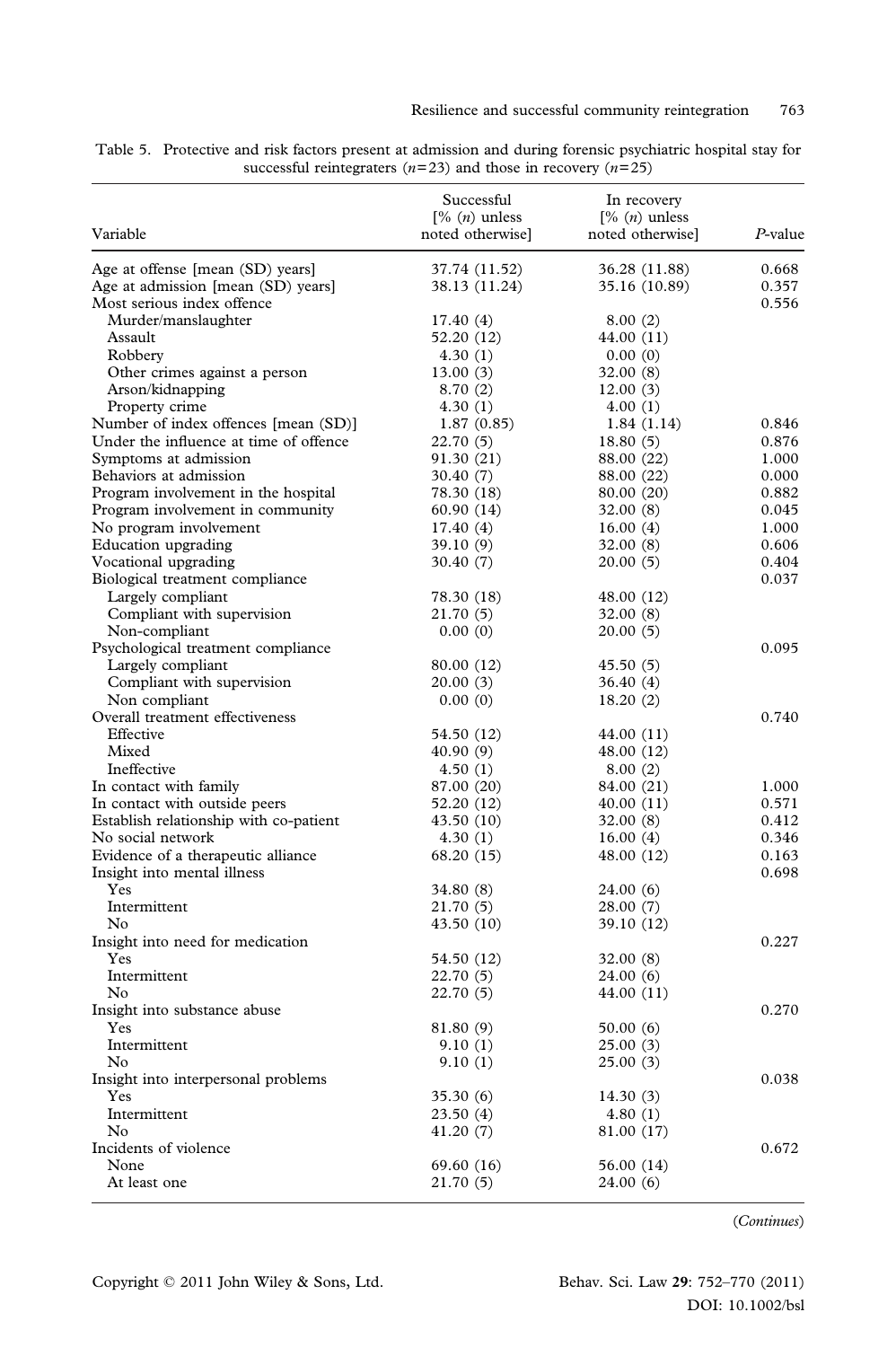Table 5. Protective and risk factors present at admission and during forensic psychiatric hospital stay for successful reintegraters ($n$=23) and those in recovery ($n$=25)

| Variable | Successful [% ($n$) unless noted otherwise] | In recovery [% ($n$) unless noted otherwise] | $P$-value |
|---|---|---|---|
| Age at offense [mean (SD) years] | 37.74 (11.52) | 36.28 (11.88) | 0.668 |
| Age at admission [mean (SD) years] | 38.13 (11.24) | 35.16 (10.89) | 0.357 |
| Most serious index offence | | | 0.556 |
| Murder/manslaughter | 17.40 (4) | 8.00 (2) | |
| Assault | 52.20 (12) | 44.00 (11) | |
| Robbery | 4.30 (1) | 0.00 (0) | |
| Other crimes against a person | 13.00 (3) | 32.00 (8) | |
| Arson/kidnapping | 8.70 (2) | 12.00 (3) | |
| Property crime | 4.30 (1) | 4.00 (1) | |
| Number of index offences [mean (SD)] | 1.87 (0.85) | 1.84 (1.14) | 0.846 |
| Under the influence at time of offence | 22.70 (5) | 18.80 (5) | 0.876 |
| Symptoms at admission | 91.30 (21) | 88.00 (22) | 1.000 |
| Behaviors at admission | 30.40 (7) | 88.00 (22) | 0.000 |
| Program involvement in the hospital | 78.30 (18) | 80.00 (20) | 0.882 |
| Program involvement in community | 60.90 (14) | 32.00 (8) | 0.045 |
| No program involvement | 17.40 (4) | 16.00 (4) | 1.000 |
| Education upgrading | 39.10 (9) | 32.00 (8) | 0.606 |
| Vocational upgrading | 30.40 (7) | 20.00 (5) | 0.404 |
| Biological treatment compliance | | | 0.037 |
| Largely compliant | 78.30 (18) | 48.00 (12) | |
| Compliant with supervision | 21.70 (5) | 32.00 (8) | |
| Non-compliant | 0.00 (0) | 20.00 (5) | |
| Psychological treatment compliance | | | 0.095 |
| Largely compliant | 80.00 (12) | 45.50 (5) | |
| Compliant with supervision | 20.00 (3) | 36.40 (4) | |
| Non compliant | 0.00 (0) | 18.20 (2) | |
| Overall treatment effectiveness | | | 0.740 |
| Effective | 54.50 (12) | 44.00 (11) | |
| Mixed | 40.90 (9) | 48.00 (12) | |
| Ineffective | 4.50 (1) | 8.00 (2) | |
| In contact with family | 87.00 (20) | 84.00 (21) | 1.000 |
| In contact with outside peers | 52.20 (12) | 40.00 (11) | 0.571 |
| Establish relationship with co-patient | 43.50 (10) | 32.00 (8) | 0.412 |
| No social network | 4.30 (1) | 16.00 (4) | 0.346 |
| Evidence of a therapeutic alliance | 68.20 (15) | 48.00 (12) | 0.163 |
| Insight into mental illness | | | 0.698 |
| Yes | 34.80 (8) | 24.00 (6) | |
| Intermittent | 21.70 (5) | 28.00 (7) | |
| No | 43.50 (10) | 39.10 (12) | |
| Insight into need for medication | | | 0.227 |
| Yes | 54.50 (12) | 32.00 (8) | |
| Intermittent | 22.70 (5) | 24.00 (6) | |
| No | 22.70 (5) | 44.00 (11) | |
| Insight into substance abuse | | | 0.270 |
| Yes | 81.80 (9) | 50.00 (6) | |
| Intermittent | 9.10 (1) | 25.00 (3) | |
| No | 9.10 (1) | 25.00 (3) | |
| Insight into interpersonal problems | | | 0.038 |
| Yes | 35.30 (6) | 14.30 (3) | |
| Intermittent | 23.50 (4) | 4.80 (1) | |
| No | 41.20 (7) | 81.00 (17) | |
| Incidents of violence | | | 0.672 |
| None | 69.60 (16) | 56.00 (14) | |
| At least one | 21.70 (5) | 24.00 (6) | |

(*Continues*)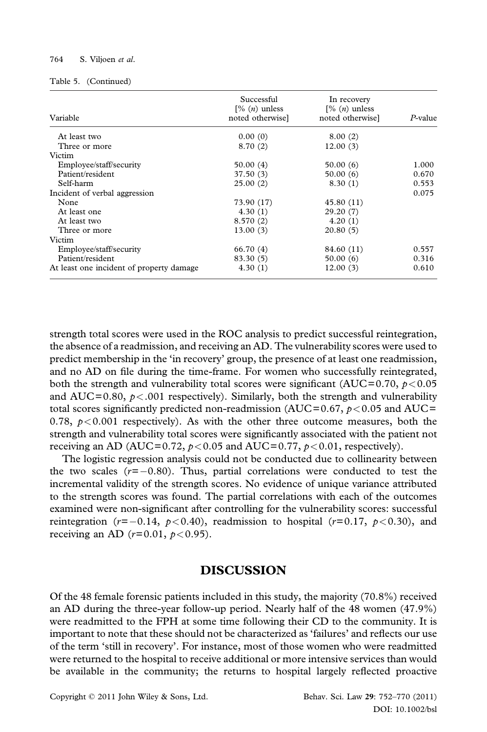Table 5. (Continued)

| Variable | Successful [% (*n*) unless noted otherwise] | In recovery [% (*n*) unless noted otherwise] | *P*-value |
|---|---|---|---|
| At least two | 0.00 (0) | 8.00 (2) | |
| Three or more | 8.70 (2) | 12.00 (3) | |
| Victim | | | |
| Employee/staff/security | 50.00 (4) | 50.00 (6) | 1.000 |
| Patient/resident | 37.50 (3) | 50.00 (6) | 0.670 |
| Self-harm | 25.00 (2) | 8.30 (1) | 0.553 |
| Incident of verbal aggression | | | 0.075 |
| None | 73.90 (17) | 45.80 (11) | |
| At least one | 4.30 (1) | 29.20 (7) | |
| At least two | 8.570 (2) | 4.20 (1) | |
| Three or more | 13.00 (3) | 20.80 (5) | |
| Victim | | | |
| Employee/staff/security | 66.70 (4) | 84.60 (11) | 0.557 |
| Patient/resident | 83.30 (5) | 50.00 (6) | 0.316 |
| At least one incident of property damage | 4.30 (1) | 12.00 (3) | 0.610 |

strength total scores were used in the ROC analysis to predict successful reintegration, the absence of a readmission, and receiving an AD. The vulnerability scores were used to predict membership in the 'in recovery' group, the presence of at least one readmission, and no AD on file during the time-frame. For women who successfully reintegrated, both the strength and vulnerability total scores were significant (AUC=0.70, $p<0.05$ and AUC=0.80, $p<.001$ respectively). Similarly, both the strength and vulnerability total scores significantly predicted non-readmission (AUC=0.67, $p<0.05$ and AUC= 0.78, $p<0.001$ respectively). As with the other three outcome measures, both the strength and vulnerability total scores were significantly associated with the patient not receiving an AD (AUC=0.72, $p<0.05$ and AUC=0.77, $p<0.01$, respectively).

The logistic regression analysis could not be conducted due to collinearity between the two scales ($r=-0.80$). Thus, partial correlations were conducted to test the incremental validity of the strength scores. No evidence of unique variance attributed to the strength scores was found. The partial correlations with each of the outcomes examined were non-significant after controlling for the vulnerability scores: successful reintegration ($r=-0.14$, $p<0.40$), readmission to hospital ($r=0.17$, $p<0.30$), and receiving an AD ($r=0.01$, $p<0.95$).

## DISCUSSION

Of the 48 female forensic patients included in this study, the majority (70.8%) received an AD during the three-year follow-up period. Nearly half of the 48 women (47.9%) were readmitted to the FPH at some time following their CD to the community. It is important to note that these should not be characterized as 'failures' and reflects our use of the term 'still in recovery'. For instance, most of those women who were readmitted were returned to the hospital to receive additional or more intensive services than would be available in the community; the returns to hospital largely reflected proactive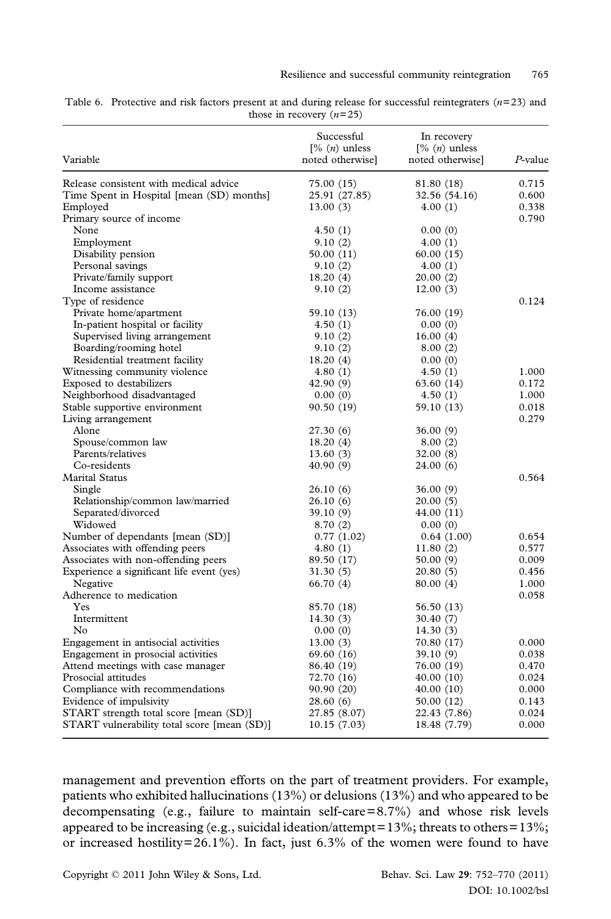Table 6. Protective and risk factors present at and during release for successful reintegraters ($n$=23) and those in recovery ($n$=25)

| Variable | Successful [% ($n$) unless noted otherwise] | In recovery [% ($n$) unless noted otherwise] | $P$-value |
|---|---|---|---|
| Release consistent with medical advice | 75.00 (15) | 81.80 (18) | 0.715 |
| Time Spent in Hospital [mean (SD) months] | 25.91 (27.85) | 32.56 (54.16) | 0.600 |
| Employed | 13.00 (3) | 4.00 (1) | 0.338 |
| Primary source of income | | | 0.790 |
| None | 4.50 (1) | 0.00 (0) | |
| Employment | 9.10 (2) | 4.00 (1) | |
| Disability pension | 50.00 (11) | 60.00 (15) | |
| Personal savings | 9.10 (2) | 4.00 (1) | |
| Private/family support | 18.20 (4) | 20.00 (2) | |
| Income assistance | 9.10 (2) | 12.00 (3) | |
| Type of residence | | | 0.124 |
| Private home/apartment | 59.10 (13) | 76.00 (19) | |
| In-patient hospital or facility | 4.50 (1) | 0.00 (0) | |
| Supervised living arrangement | 9.10 (2) | 16.00 (4) | |
| Boarding/rooming hotel | 9.10 (2) | 8.00 (2) | |
| Residential treatment facility | 18.20 (4) | 0.00 (0) | |
| Witnessing community violence | 4.80 (1) | 4.50 (1) | 1.000 |
| Exposed to destabilizers | 42.90 (9) | 63.60 (14) | 0.172 |
| Neighborhood disadvantaged | 0.00 (0) | 4.50 (1) | 1.000 |
| Stable supportive environment | 90.50 (19) | 59.10 (13) | 0.018 |
| Living arrangement | | | 0.279 |
| Alone | 27.30 (6) | 36.00 (9) | |
| Spouse/common law | 18.20 (4) | 8.00 (2) | |
| Parents/relatives | 13.60 (3) | 32.00 (8) | |
| Co-residents | 40.90 (9) | 24.00 (6) | |
| Marital Status | | | 0.564 |
| Single | 26.10 (6) | 36.00 (9) | |
| Relationship/common law/married | 26.10 (6) | 20.00 (5) | |
| Separated/divorced | 39.10 (9) | 44.00 (11) | |
| Widowed | 8.70 (2) | 0.00 (0) | |
| Number of dependants [mean (SD)] | 0.77 (1.02) | 0.64 (1.00) | 0.654 |
| Associates with offending peers | 4.80 (1) | 11.80 (2) | 0.577 |
| Associates with non-offending peers | 89.50 (17) | 50.00 (9) | 0.009 |
| Experience a significant life event (yes) | 31.30 (5) | 20.80 (5) | 0.456 |
| Negative | 66.70 (4) | 80.00 (4) | 1.000 |
| Adherence to medication | | | 0.058 |
| Yes | 85.70 (18) | 56.50 (13) | |
| Intermittent | 14.30 (3) | 30.40 (7) | |
| No | 0.00 (0) | 14.30 (3) | |
| Engagement in antisocial activities | 13.00 (3) | 70.80 (17) | 0.000 |
| Engagement in prosocial activities | 69.60 (16) | 39.10 (9) | 0.038 |
| Attend meetings with case manager | 86.40 (19) | 76.00 (19) | 0.470 |
| Prosocial attitudes | 72.70 (16) | 40.00 (10) | 0.024 |
| Compliance with recommendations | 90.90 (20) | 40.00 (10) | 0.000 |
| Evidence of impulsivity | 28.60 (6) | 50.00 (12) | 0.143 |
| START strength total score [mean (SD)] | 27.85 (8.07) | 22.43 (7.86) | 0.024 |
| START vulnerability total score [mean (SD)] | 10.15 (7.03) | 18.48 (7.79) | 0.000 |

management and prevention efforts on the part of treatment providers. For example, patients who exhibited hallucinations (13%) or delusions (13%) and who appeared to be decompensating (e.g., failure to maintain self-care=8.7%) and whose risk levels appeared to be increasing (e.g., suicidal ideation/attempt=13%; threats to others=13%; or increased hostility=26.1%). In fact, just 6.3% of the women were found to have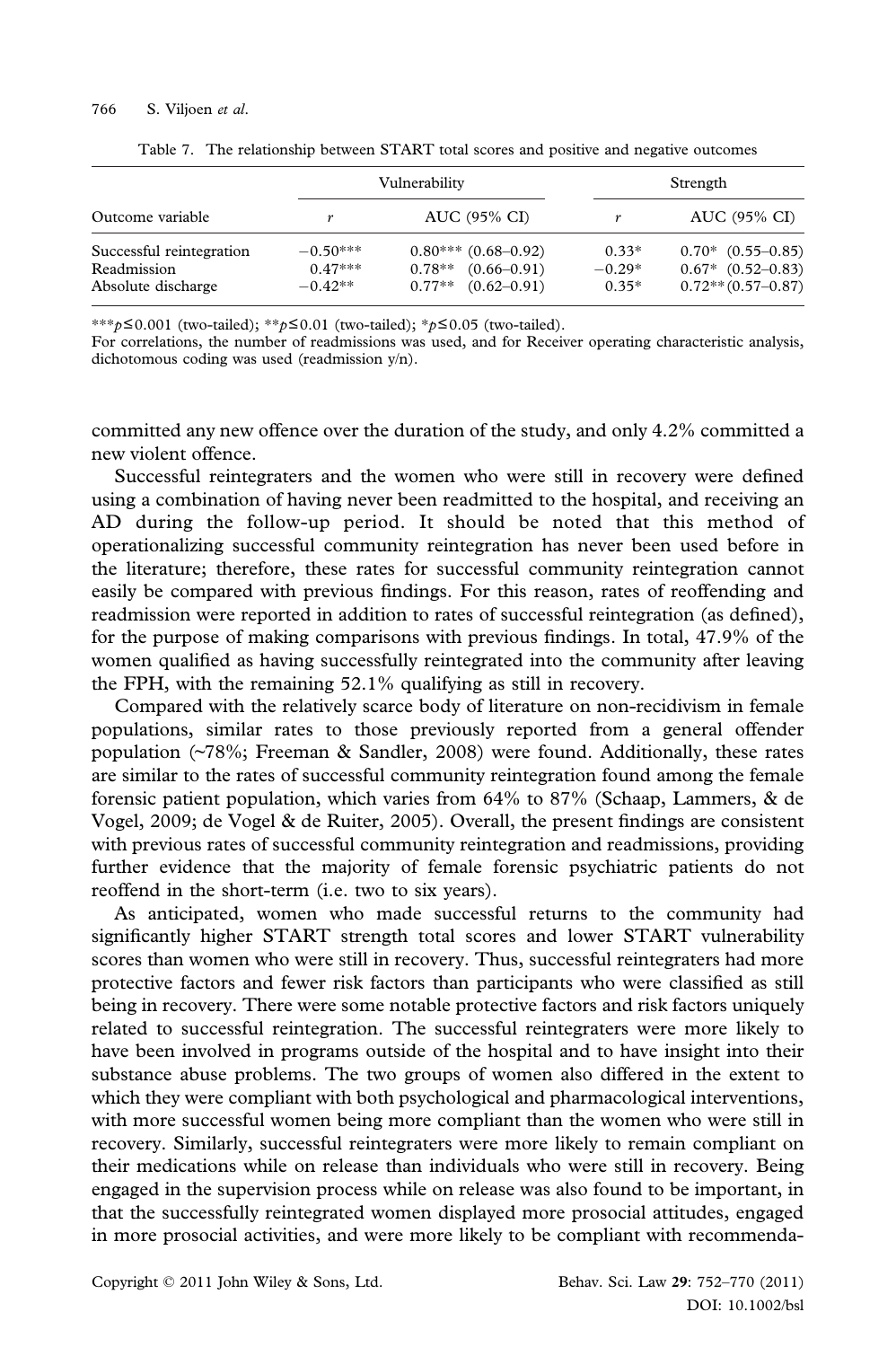Table 7. The relationship between START total scores and positive and negative outcomes

| Outcome variable | Vulnerability | | Strength | |
|---|---|---|---|---|
| | $r$ | AUC (95% CI) | $r$ | AUC (95% CI) |
| Successful reintegration | −0.50*** | 0.80*** (0.68–0.92) | 0.33* | 0.70* (0.55–0.85) |
| Readmission | 0.47*** | 0.78** (0.66–0.91) | −0.29* | 0.67* (0.52–0.83) |
| Absolute discharge | −0.42** | 0.77** (0.62–0.91) | 0.35* | 0.72** (0.57–0.87) |

***$p \leq 0.001$ (two-tailed); **$p \leq 0.01$ (two-tailed); *$p \leq 0.05$ (two-tailed).
For correlations, the number of readmissions was used, and for Receiver operating characteristic analysis, dichotomous coding was used (readmission y/n).

committed any new offence over the duration of the study, and only 4.2% committed a new violent offence.

Successful reintegraters and the women who were still in recovery were defined using a combination of having never been readmitted to the hospital, and receiving an AD during the follow-up period. It should be noted that this method of operationalizing successful community reintegration has never been used before in the literature; therefore, these rates for successful community reintegration cannot easily be compared with previous findings. For this reason, rates of reoffending and readmission were reported in addition to rates of successful reintegration (as defined), for the purpose of making comparisons with previous findings. In total, 47.9% of the women qualified as having successfully reintegrated into the community after leaving the FPH, with the remaining 52.1% qualifying as still in recovery.

Compared with the relatively scarce body of literature on non-recidivism in female populations, similar rates to those previously reported from a general offender population (~78%; Freeman & Sandler, 2008) were found. Additionally, these rates are similar to the rates of successful community reintegration found among the female forensic patient population, which varies from 64% to 87% (Schaap, Lammers, & de Vogel, 2009; de Vogel & de Ruiter, 2005). Overall, the present findings are consistent with previous rates of successful community reintegration and readmissions, providing further evidence that the majority of female forensic psychiatric patients do not reoffend in the short-term (i.e. two to six years).

As anticipated, women who made successful returns to the community had significantly higher START strength total scores and lower START vulnerability scores than women who were still in recovery. Thus, successful reintegraters had more protective factors and fewer risk factors than participants who were classified as still being in recovery. There were some notable protective factors and risk factors uniquely related to successful reintegration. The successful reintegraters were more likely to have been involved in programs outside of the hospital and to have insight into their substance abuse problems. The two groups of women also differed in the extent to which they were compliant with both psychological and pharmacological interventions, with more successful women being more compliant than the women who were still in recovery. Similarly, successful reintegraters were more likely to remain compliant on their medications while on release than individuals who were still in recovery. Being engaged in the supervision process while on release was also found to be important, in that the successfully reintegrated women displayed more prosocial attitudes, engaged in more prosocial activities, and were more likely to be compliant with recommenda-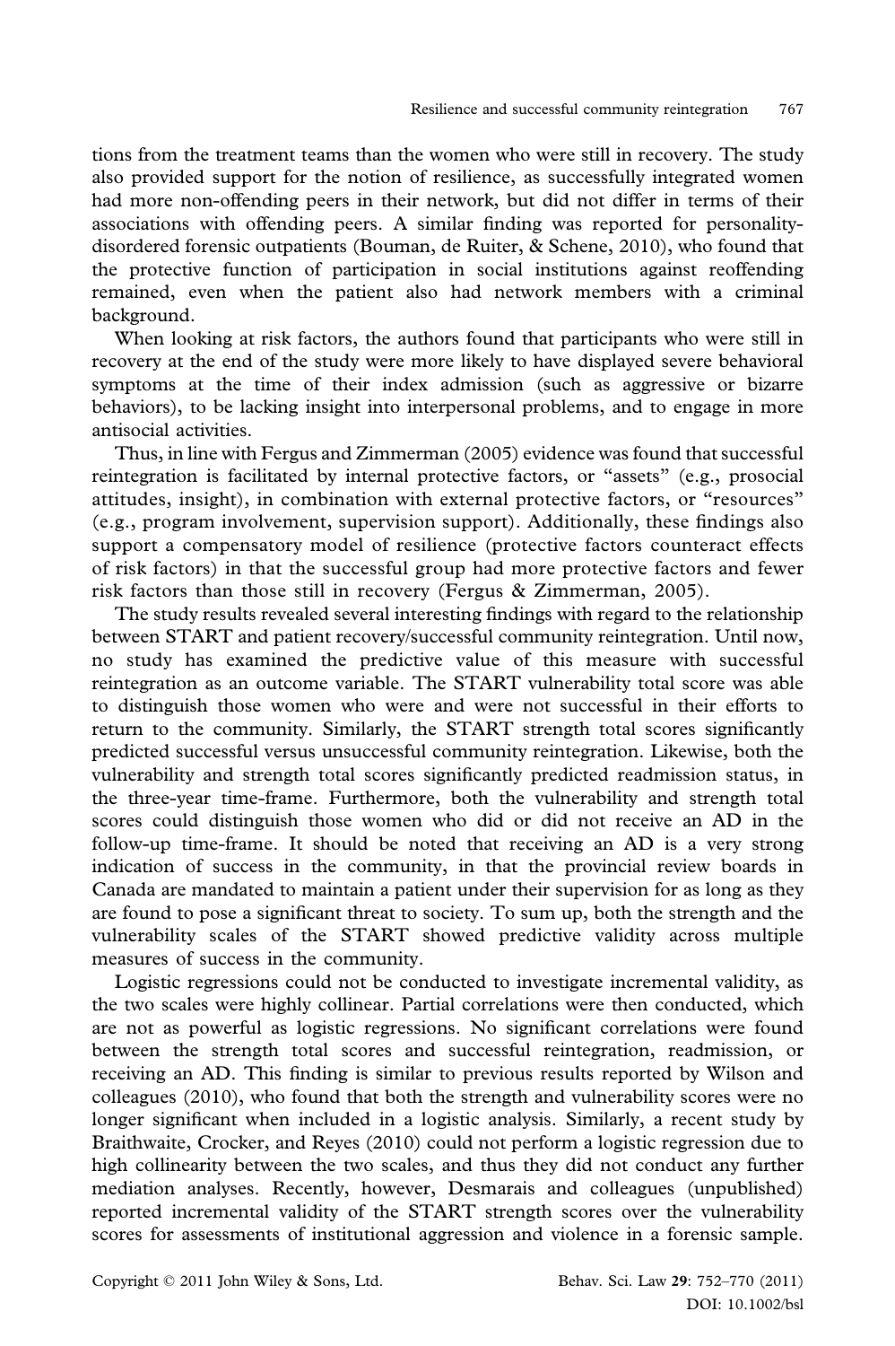tions from the treatment teams than the women who were still in recovery. The study also provided support for the notion of resilience, as successfully integrated women had more non-offending peers in their network, but did not differ in terms of their associations with offending peers. A similar finding was reported for personality-disordered forensic outpatients (Bouman, de Ruiter, & Schene, 2010), who found that the protective function of participation in social institutions against reoffending remained, even when the patient also had network members with a criminal background.

When looking at risk factors, the authors found that participants who were still in recovery at the end of the study were more likely to have displayed severe behavioral symptoms at the time of their index admission (such as aggressive or bizarre behaviors), to be lacking insight into interpersonal problems, and to engage in more antisocial activities.

Thus, in line with Fergus and Zimmerman (2005) evidence was found that successful reintegration is facilitated by internal protective factors, or "assets" (e.g., prosocial attitudes, insight), in combination with external protective factors, or "resources" (e.g., program involvement, supervision support). Additionally, these findings also support a compensatory model of resilience (protective factors counteract effects of risk factors) in that the successful group had more protective factors and fewer risk factors than those still in recovery (Fergus & Zimmerman, 2005).

The study results revealed several interesting findings with regard to the relationship between START and patient recovery/successful community reintegration. Until now, no study has examined the predictive value of this measure with successful reintegration as an outcome variable. The START vulnerability total score was able to distinguish those women who were and were not successful in their efforts to return to the community. Similarly, the START strength total scores significantly predicted successful versus unsuccessful community reintegration. Likewise, both the vulnerability and strength total scores significantly predicted readmission status, in the three-year time-frame. Furthermore, both the vulnerability and strength total scores could distinguish those women who did or did not receive an AD in the follow-up time-frame. It should be noted that receiving an AD is a very strong indication of success in the community, in that the provincial review boards in Canada are mandated to maintain a patient under their supervision for as long as they are found to pose a significant threat to society. To sum up, both the strength and the vulnerability scales of the START showed predictive validity across multiple measures of success in the community.

Logistic regressions could not be conducted to investigate incremental validity, as the two scales were highly collinear. Partial correlations were then conducted, which are not as powerful as logistic regressions. No significant correlations were found between the strength total scores and successful reintegration, readmission, or receiving an AD. This finding is similar to previous results reported by Wilson and colleagues (2010), who found that both the strength and vulnerability scores were no longer significant when included in a logistic analysis. Similarly, a recent study by Braithwaite, Crocker, and Reyes (2010) could not perform a logistic regression due to high collinearity between the two scales, and thus they did not conduct any further mediation analyses. Recently, however, Desmarais and colleagues (unpublished) reported incremental validity of the START strength scores over the vulnerability scores for assessments of institutional aggression and violence in a forensic sample.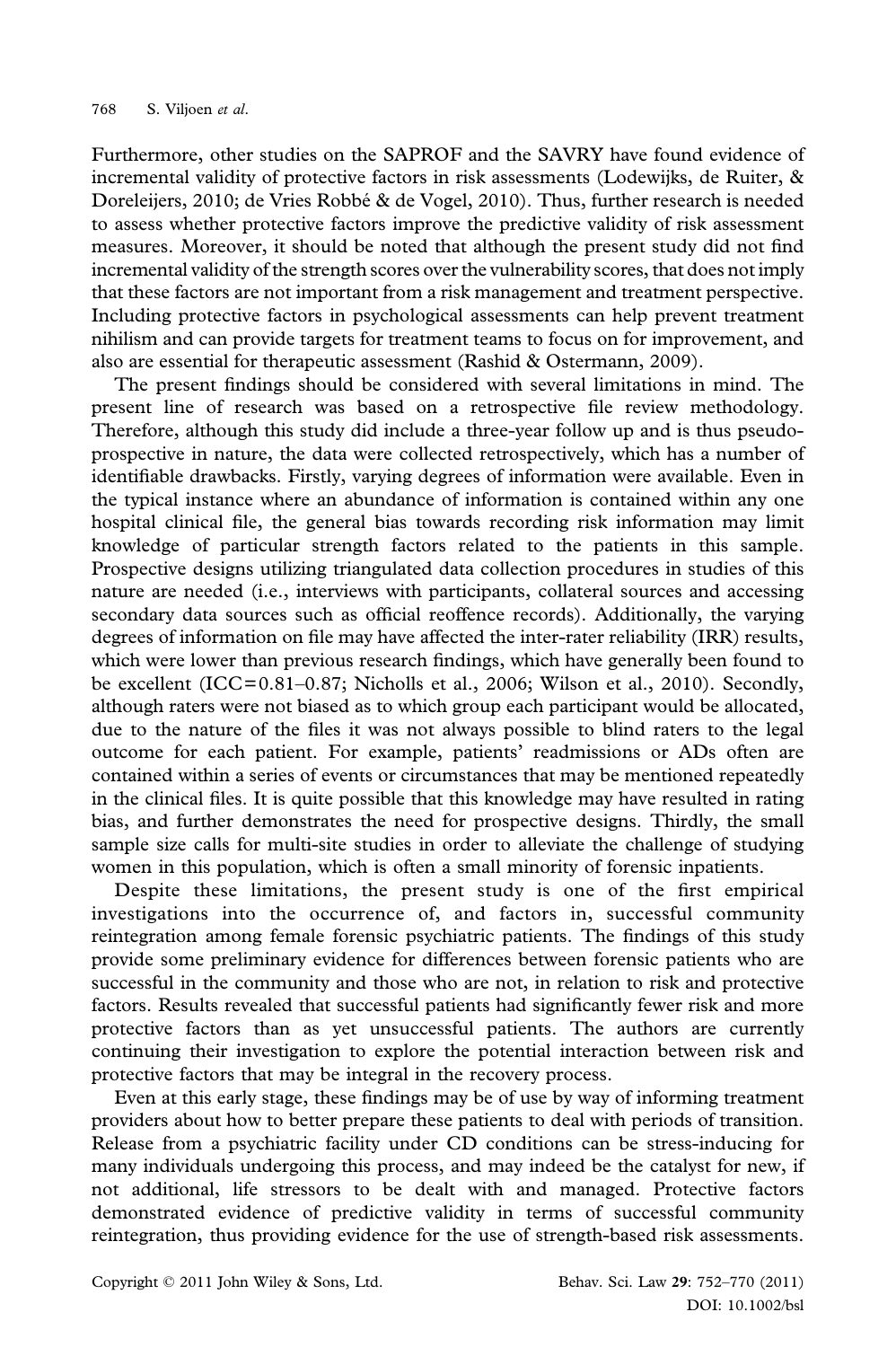Furthermore, other studies on the SAPROF and the SAVRY have found evidence of incremental validity of protective factors in risk assessments (Lodewijks, de Ruiter, & Doreleijers, 2010; de Vries Robbé & de Vogel, 2010). Thus, further research is needed to assess whether protective factors improve the predictive validity of risk assessment measures. Moreover, it should be noted that although the present study did not find incremental validity of the strength scores over the vulnerability scores, that does not imply that these factors are not important from a risk management and treatment perspective. Including protective factors in psychological assessments can help prevent treatment nihilism and can provide targets for treatment teams to focus on for improvement, and also are essential for therapeutic assessment (Rashid & Ostermann, 2009).

The present findings should be considered with several limitations in mind. The present line of research was based on a retrospective file review methodology. Therefore, although this study did include a three-year follow up and is thus pseudo-prospective in nature, the data were collected retrospectively, which has a number of identifiable drawbacks. Firstly, varying degrees of information were available. Even in the typical instance where an abundance of information is contained within any one hospital clinical file, the general bias towards recording risk information may limit knowledge of particular strength factors related to the patients in this sample. Prospective designs utilizing triangulated data collection procedures in studies of this nature are needed (i.e., interviews with participants, collateral sources and accessing secondary data sources such as official reoffence records). Additionally, the varying degrees of information on file may have affected the inter-rater reliability (IRR) results, which were lower than previous research findings, which have generally been found to be excellent (ICC=0.81–0.87; Nicholls et al., 2006; Wilson et al., 2010). Secondly, although raters were not biased as to which group each participant would be allocated, due to the nature of the files it was not always possible to blind raters to the legal outcome for each patient. For example, patients' readmissions or ADs often are contained within a series of events or circumstances that may be mentioned repeatedly in the clinical files. It is quite possible that this knowledge may have resulted in rating bias, and further demonstrates the need for prospective designs. Thirdly, the small sample size calls for multi-site studies in order to alleviate the challenge of studying women in this population, which is often a small minority of forensic inpatients.

Despite these limitations, the present study is one of the first empirical investigations into the occurrence of, and factors in, successful community reintegration among female forensic psychiatric patients. The findings of this study provide some preliminary evidence for differences between forensic patients who are successful in the community and those who are not, in relation to risk and protective factors. Results revealed that successful patients had significantly fewer risk and more protective factors than as yet unsuccessful patients. The authors are currently continuing their investigation to explore the potential interaction between risk and protective factors that may be integral in the recovery process.

Even at this early stage, these findings may be of use by way of informing treatment providers about how to better prepare these patients to deal with periods of transition. Release from a psychiatric facility under CD conditions can be stress-inducing for many individuals undergoing this process, and may indeed be the catalyst for new, if not additional, life stressors to be dealt with and managed. Protective factors demonstrated evidence of predictive validity in terms of successful community reintegration, thus providing evidence for the use of strength-based risk assessments.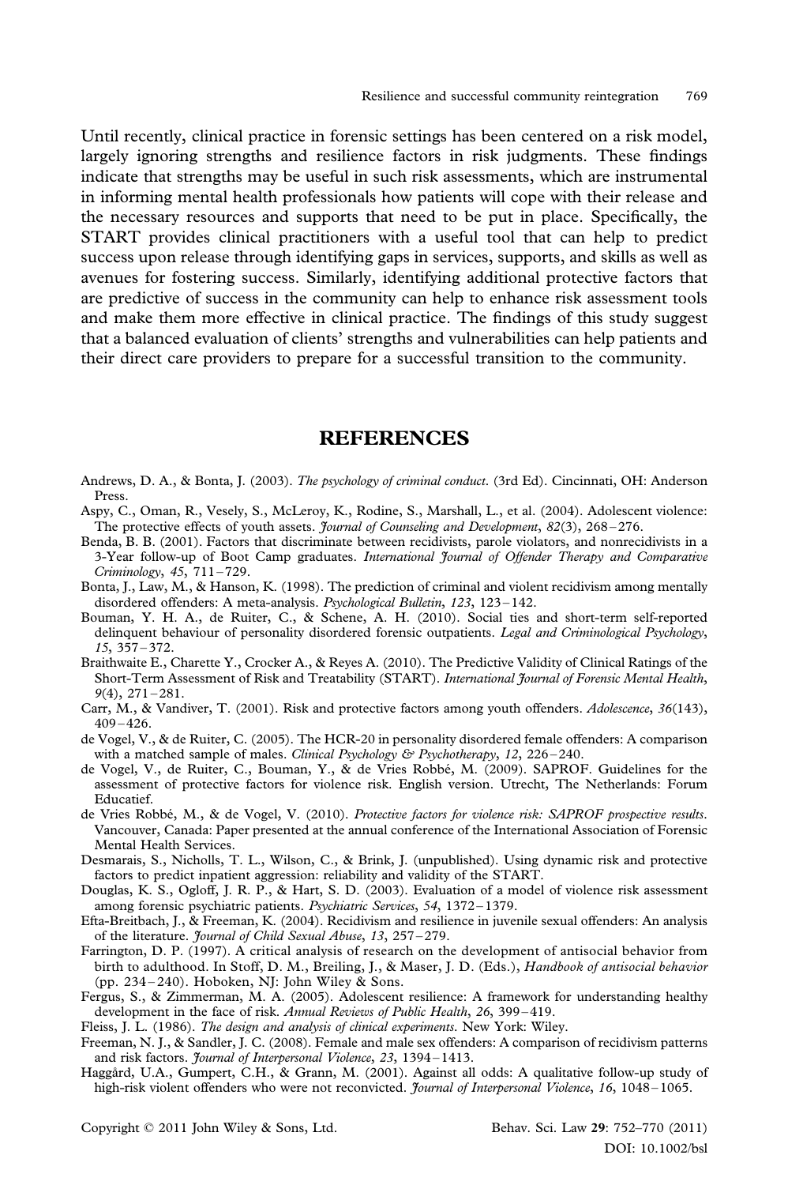Until recently, clinical practice in forensic settings has been centered on a risk model, largely ignoring strengths and resilience factors in risk judgments. These findings indicate that strengths may be useful in such risk assessments, which are instrumental in informing mental health professionals how patients will cope with their release and the necessary resources and supports that need to be put in place. Specifically, the START provides clinical practitioners with a useful tool that can help to predict success upon release through identifying gaps in services, supports, and skills as well as avenues for fostering success. Similarly, identifying additional protective factors that are predictive of success in the community can help to enhance risk assessment tools and make them more effective in clinical practice. The findings of this study suggest that a balanced evaluation of clients' strengths and vulnerabilities can help patients and their direct care providers to prepare for a successful transition to the community.

## REFERENCES

Andrews, D. A., & Bonta, J. (2003). *The psychology of criminal conduct*. (3rd Ed). Cincinnati, OH: Anderson Press.

Aspy, C., Oman, R., Vesely, S., McLeroy, K., Rodine, S., Marshall, L., et al. (2004). Adolescent violence: The protective effects of youth assets. *Journal of Counseling and Development*, *82*(3), 268–276.

Benda, B. B. (2001). Factors that discriminate between recidivists, parole violators, and nonrecidivists in a 3-Year follow-up of Boot Camp graduates. *International Journal of Offender Therapy and Comparative Criminology*, *45*, 711–729.

Bonta, J., Law, M., & Hanson, K. (1998). The prediction of criminal and violent recidivism among mentally disordered offenders: A meta-analysis. *Psychological Bulletin*, *123*, 123–142.

Bouman, Y. H. A., de Ruiter, C., & Schene, A. H. (2010). Social ties and short-term self-reported delinquent behaviour of personality disordered forensic outpatients. *Legal and Criminological Psychology*, *15*, 357–372.

Braithwaite E., Charette Y., Crocker A., & Reyes A. (2010). The Predictive Validity of Clinical Ratings of the Short-Term Assessment of Risk and Treatability (START). *International Journal of Forensic Mental Health*, *9*(4), 271–281.

Carr, M., & Vandiver, T. (2001). Risk and protective factors among youth offenders. *Adolescence*, *36*(143), 409–426.

de Vogel, V., & de Ruiter, C. (2005). The HCR-20 in personality disordered female offenders: A comparison with a matched sample of males. *Clinical Psychology & Psychotherapy*, *12*, 226–240.

de Vogel, V., de Ruiter, C., Bouman, Y., & de Vries Robbé, M. (2009). SAPROF. Guidelines for the assessment of protective factors for violence risk. English version. Utrecht, The Netherlands: Forum Educatief.

de Vries Robbé, M., & de Vogel, V. (2010). *Protective factors for violence risk: SAPROF prospective results*. Vancouver, Canada: Paper presented at the annual conference of the International Association of Forensic Mental Health Services.

Desmarais, S., Nicholls, T. L., Wilson, C., & Brink, J. (unpublished). Using dynamic risk and protective factors to predict inpatient aggression: reliability and validity of the START.

Douglas, K. S., Ogloff, J. R. P., & Hart, S. D. (2003). Evaluation of a model of violence risk assessment among forensic psychiatric patients. *Psychiatric Services*, *54*, 1372–1379.

Efta-Breitbach, J., & Freeman, K. (2004). Recidivism and resilience in juvenile sexual offenders: An analysis of the literature. *Journal of Child Sexual Abuse*, *13*, 257–279.

Farrington, D. P. (1997). A critical analysis of research on the development of antisocial behavior from birth to adulthood. In Stoff, D. M., Breiling, J., & Maser, J. D. (Eds.), *Handbook of antisocial behavior* (pp. 234–240). Hoboken, NJ: John Wiley & Sons.

Fergus, S., & Zimmerman, M. A. (2005). Adolescent resilience: A framework for understanding healthy development in the face of risk. *Annual Reviews of Public Health*, *26*, 399–419.

Fleiss, J. L. (1986). *The design and analysis of clinical experiments*. New York: Wiley.

Freeman, N. J., & Sandler, J. C. (2008). Female and male sex offenders: A comparison of recidivism patterns and risk factors. *Journal of Interpersonal Violence*, *23*, 1394–1413.

Haggård, U.A., Gumpert, C.H., & Grann, M. (2001). Against all odds: A qualitative follow-up study of high-risk violent offenders who were not reconvicted. *Journal of Interpersonal Violence*, *16*, 1048–1065.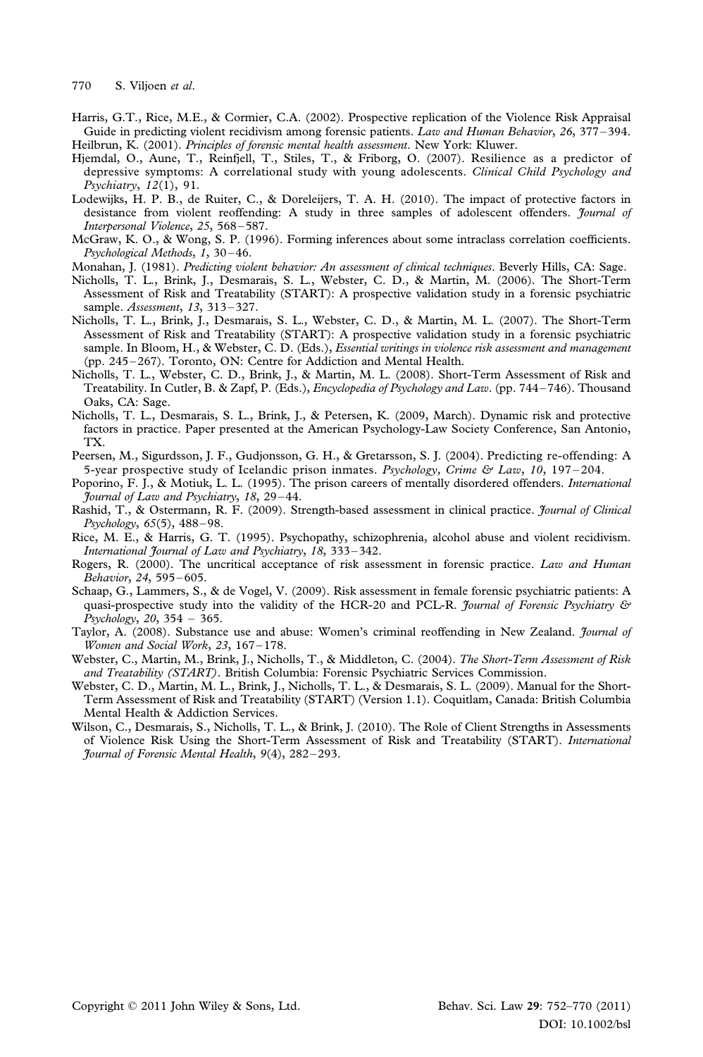Harris, G.T., Rice, M.E., & Cormier, C.A. (2002). Prospective replication of the Violence Risk Appraisal Guide in predicting violent recidivism among forensic patients. *Law and Human Behavior*, *26*, 377–394.

Heilbrun, K. (2001). *Principles of forensic mental health assessment*. New York: Kluwer.

Hjemdal, O., Aune, T., Reinfjell, T., Stiles, T., & Friborg, O. (2007). Resilience as a predictor of depressive symptoms: A correlational study with young adolescents. *Clinical Child Psychology and Psychiatry*, *12*(1), 91.

Lodewijks, H. P. B., de Ruiter, C., & Doreleijers, T. A. H. (2010). The impact of protective factors in desistance from violent reoffending: A study in three samples of adolescent offenders. *Journal of Interpersonal Violence*, *25*, 568–587.

McGraw, K. O., & Wong, S. P. (1996). Forming inferences about some intraclass correlation coefficients. *Psychological Methods*, *1*, 30–46.

Monahan, J. (1981). *Predicting violent behavior: An assessment of clinical techniques*. Beverly Hills, CA: Sage.

Nicholls, T. L., Brink, J., Desmarais, S. L., Webster, C. D., & Martin, M. (2006). The Short-Term Assessment of Risk and Treatability (START): A prospective validation study in a forensic psychiatric sample. *Assessment*, *13*, 313–327.

Nicholls, T. L., Brink, J., Desmarais, S. L., Webster, C. D., & Martin, M. L. (2007). The Short-Term Assessment of Risk and Treatability (START): A prospective validation study in a forensic psychiatric sample. In Bloom, H., & Webster, C. D. (Eds.), *Essential writings in violence risk assessment and management* (pp. 245–267). Toronto, ON: Centre for Addiction and Mental Health.

Nicholls, T. L., Webster, C. D., Brink, J., & Martin, M. L. (2008). Short-Term Assessment of Risk and Treatability. In Cutler, B. & Zapf, P. (Eds.), *Encyclopedia of Psychology and Law*. (pp. 744–746). Thousand Oaks, CA: Sage.

Nicholls, T. L., Desmarais, S. L., Brink, J., & Petersen, K. (2009, March). Dynamic risk and protective factors in practice. Paper presented at the American Psychology-Law Society Conference, San Antonio, TX.

Peersen, M., Sigurdsson, J. F., Gudjonsson, G. H., & Gretarsson, S. J. (2004). Predicting re-offending: A 5-year prospective study of Icelandic prison inmates. *Psychology, Crime & Law*, *10*, 197–204.

Poporino, F. J., & Motiuk, L. L. (1995). The prison careers of mentally disordered offenders. *International Journal of Law and Psychiatry*, *18*, 29–44.

Rashid, T., & Ostermann, R. F. (2009). Strength-based assessment in clinical practice. *Journal of Clinical Psychology*, *65*(5), 488–98.

Rice, M. E., & Harris, G. T. (1995). Psychopathy, schizophrenia, alcohol abuse and violent recidivism. *International Journal of Law and Psychiatry*, *18*, 333–342.

Rogers, R. (2000). The uncritical acceptance of risk assessment in forensic practice. *Law and Human Behavior*, *24*, 595–605.

Schaap, G., Lammers, S., & de Vogel, V. (2009). Risk assessment in female forensic psychiatric patients: A quasi-prospective study into the validity of the HCR-20 and PCL-R. *Journal of Forensic Psychiatry & Psychology*, *20*, 354 – 365.

Taylor, A. (2008). Substance use and abuse: Women's criminal reoffending in New Zealand. *Journal of Women and Social Work*, *23*, 167–178.

Webster, C., Martin, M., Brink, J., Nicholls, T., & Middleton, C. (2004). *The Short-Term Assessment of Risk and Treatability (START)*. British Columbia: Forensic Psychiatric Services Commission.

Webster, C. D., Martin, M. L., Brink, J., Nicholls, T. L., & Desmarais, S. L. (2009). Manual for the Short-Term Assessment of Risk and Treatability (START) (Version 1.1). Coquitlam, Canada: British Columbia Mental Health & Addiction Services.

Wilson, C., Desmarais, S., Nicholls, T. L., & Brink, J. (2010). The Role of Client Strengths in Assessments of Violence Risk Using the Short-Term Assessment of Risk and Treatability (START). *International Journal of Forensic Mental Health*, *9*(4), 282–293.